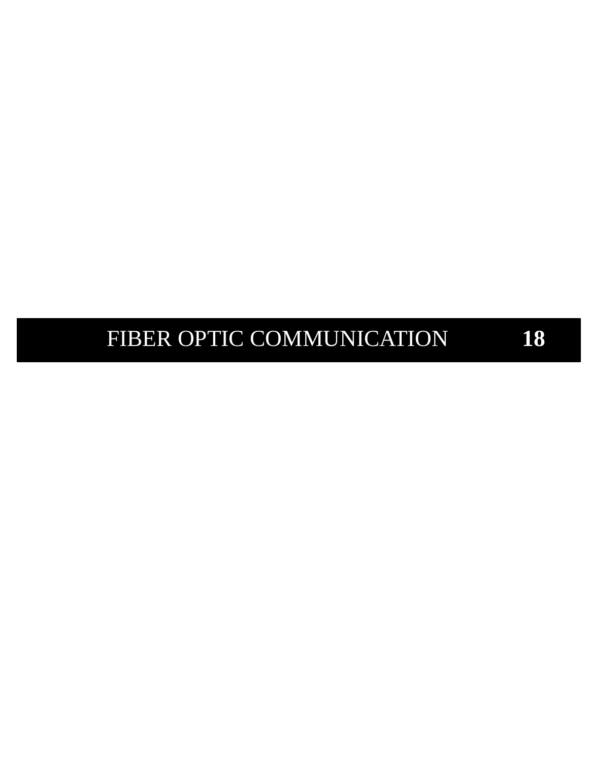# FIBER OPTIC COMMUNICATION **18**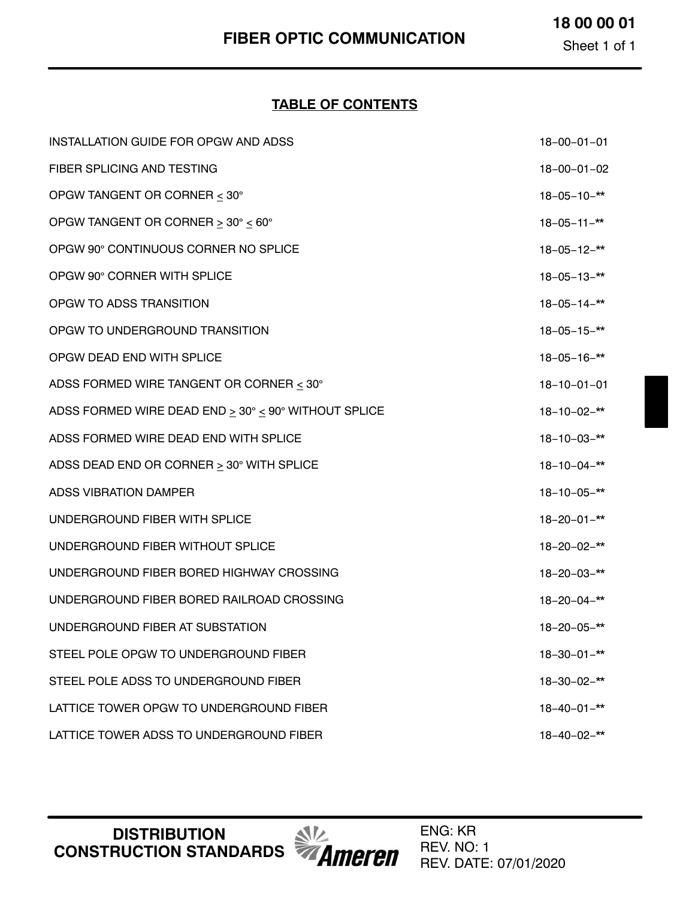# FIBER OPTIC COMMUNICATION

## TABLE OF CONTENTS

| | |
|---|---|
| INSTALLATION GUIDE FOR OPGW AND ADSS | 18−00−01−01 |
| FIBER SPLICING AND TESTING | 18−00−01−02 |
| OPGW TANGENT OR CORNER ≤ 30° | 18−05−10−** |
| OPGW TANGENT OR CORNER ≥ 30° ≤ 60° | 18−05−11−** |
| OPGW 90° CONTINUOUS CORNER NO SPLICE | 18−05−12−** |
| OPGW 90° CORNER WITH SPLICE | 18−05−13−** |
| OPGW TO ADSS TRANSITION | 18−05−14−** |
| OPGW TO UNDERGROUND TRANSITION | 18−05−15−** |
| OPGW DEAD END WITH SPLICE | 18−05−16−** |
| ADSS FORMED WIRE TANGENT OR CORNER ≤ 30° | 18−10−01−01 |
| ADSS FORMED WIRE DEAD END ≥ 30° ≤ 90° WITHOUT SPLICE | 18−10−02−** |
| ADSS FORMED WIRE DEAD END WITH SPLICE | 18−10−03−** |
| ADSS DEAD END OR CORNER ≥ 30° WITH SPLICE | 18−10−04−** |
| ADSS VIBRATION DAMPER | 18−10−05−** |
| UNDERGROUND FIBER WITH SPLICE | 18−20−01−** |
| UNDERGROUND FIBER WITHOUT SPLICE | 18−20−02−** |
| UNDERGROUND FIBER BORED HIGHWAY CROSSING | 18−20−03−** |
| UNDERGROUND FIBER BORED RAILROAD CROSSING | 18−20−04−** |
| UNDERGROUND FIBER AT SUBSTATION | 18−20−05−** |
| STEEL POLE OPGW TO UNDERGROUND FIBER | 18−30−01−** |
| STEEL POLE ADSS TO UNDERGROUND FIBER | 18−30−02−** |
| LATTICE TOWER OPGW TO UNDERGROUND FIBER | 18−40−01−** |
| LATTICE TOWER ADSS TO UNDERGROUND FIBER | 18−40−02−** |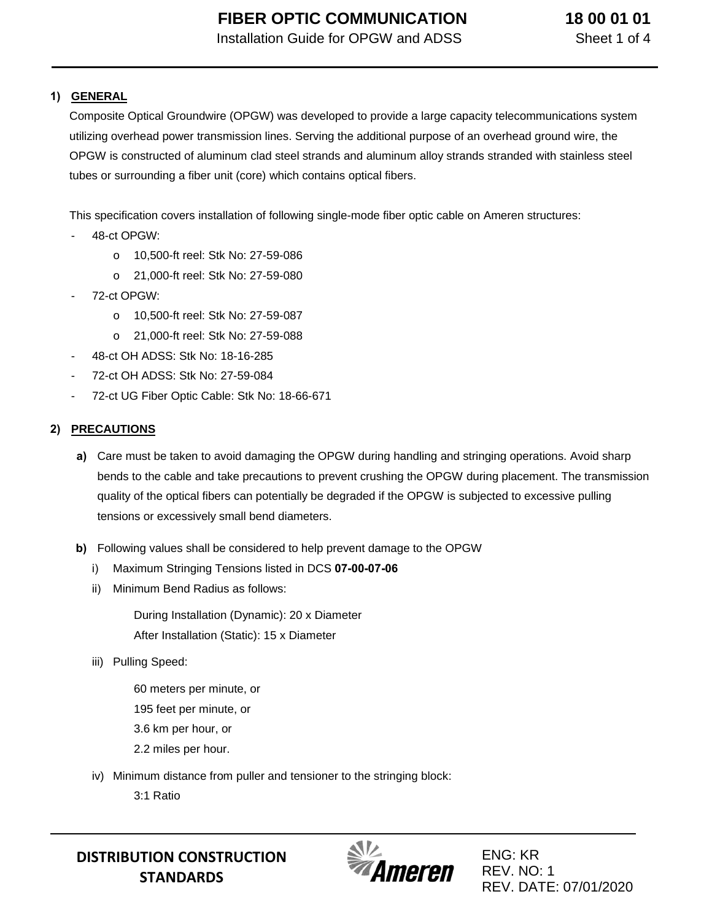## 1) GENERAL

Composite Optical Groundwire (OPGW) was developed to provide a large capacity telecommunications system utilizing overhead power transmission lines. Serving the additional purpose of an overhead ground wire, the OPGW is constructed of aluminum clad steel strands and aluminum alloy strands stranded with stainless steel tubes or surrounding a fiber unit (core) which contains optical fibers.

This specification covers installation of following single-mode fiber optic cable on Ameren structures:

- 48-ct OPGW:
  - 10,500-ft reel: Stk No: 27-59-086
  - 21,000-ft reel: Stk No: 27-59-080
- 72-ct OPGW:
  - 10,500-ft reel: Stk No: 27-59-087
  - 21,000-ft reel: Stk No: 27-59-088
- 48-ct OH ADSS: Stk No: 18-16-285
- 72-ct OH ADSS: Stk No: 27-59-084
- 72-ct UG Fiber Optic Cable: Stk No: 18-66-671

## 2) PRECAUTIONS

**a)** Care must be taken to avoid damaging the OPGW during handling and stringing operations. Avoid sharp bends to the cable and take precautions to prevent crushing the OPGW during placement. The transmission quality of the optical fibers can potentially be degraded if the OPGW is subjected to excessive pulling tensions or excessively small bend diameters.

**b)** Following values shall be considered to help prevent damage to the OPGW

i) Maximum Stringing Tensions listed in DCS **07-00-07-06**

ii) Minimum Bend Radius as follows:

During Installation (Dynamic): 20 x Diameter
After Installation (Static): 15 x Diameter

iii) Pulling Speed:

60 meters per minute, or
195 feet per minute, or
3.6 km per hour, or
2.2 miles per hour.

iv) Minimum distance from puller and tensioner to the stringing block:

3:1 Ratio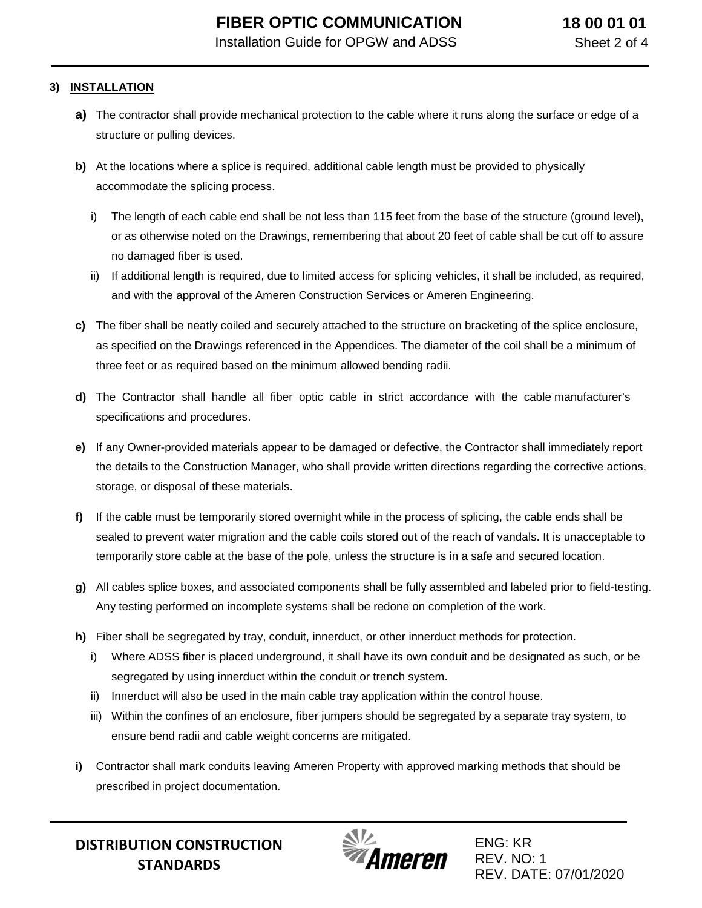## 3) INSTALLATION

**a)** The contractor shall provide mechanical protection to the cable where it runs along the surface or edge of a structure or pulling devices.

**b)** At the locations where a splice is required, additional cable length must be provided to physically accommodate the splicing process.

- i) The length of each cable end shall be not less than 115 feet from the base of the structure (ground level), or as otherwise noted on the Drawings, remembering that about 20 feet of cable shall be cut off to assure no damaged fiber is used.
- ii) If additional length is required, due to limited access for splicing vehicles, it shall be included, as required, and with the approval of the Ameren Construction Services or Ameren Engineering.

**c)** The fiber shall be neatly coiled and securely attached to the structure on bracketing of the splice enclosure, as specified on the Drawings referenced in the Appendices. The diameter of the coil shall be a minimum of three feet or as required based on the minimum allowed bending radii.

**d)** The Contractor shall handle all fiber optic cable in strict accordance with the cable manufacturer's specifications and procedures.

**e)** If any Owner-provided materials appear to be damaged or defective, the Contractor shall immediately report the details to the Construction Manager, who shall provide written directions regarding the corrective actions, storage, or disposal of these materials.

**f)** If the cable must be temporarily stored overnight while in the process of splicing, the cable ends shall be sealed to prevent water migration and the cable coils stored out of the reach of vandals. It is unacceptable to temporarily store cable at the base of the pole, unless the structure is in a safe and secured location.

**g)** All cables splice boxes, and associated components shall be fully assembled and labeled prior to field-testing. Any testing performed on incomplete systems shall be redone on completion of the work.

**h)** Fiber shall be segregated by tray, conduit, innerduct, or other innerduct methods for protection.

- i) Where ADSS fiber is placed underground, it shall have its own conduit and be designated as such, or be segregated by using innerduct within the conduit or trench system.
- ii) Innerduct will also be used in the main cable tray application within the control house.
- iii) Within the confines of an enclosure, fiber jumpers should be segregated by a separate tray system, to ensure bend radii and cable weight concerns are mitigated.

**i)** Contractor shall mark conduits leaving Ameren Property with approved marking methods that should be prescribed in project documentation.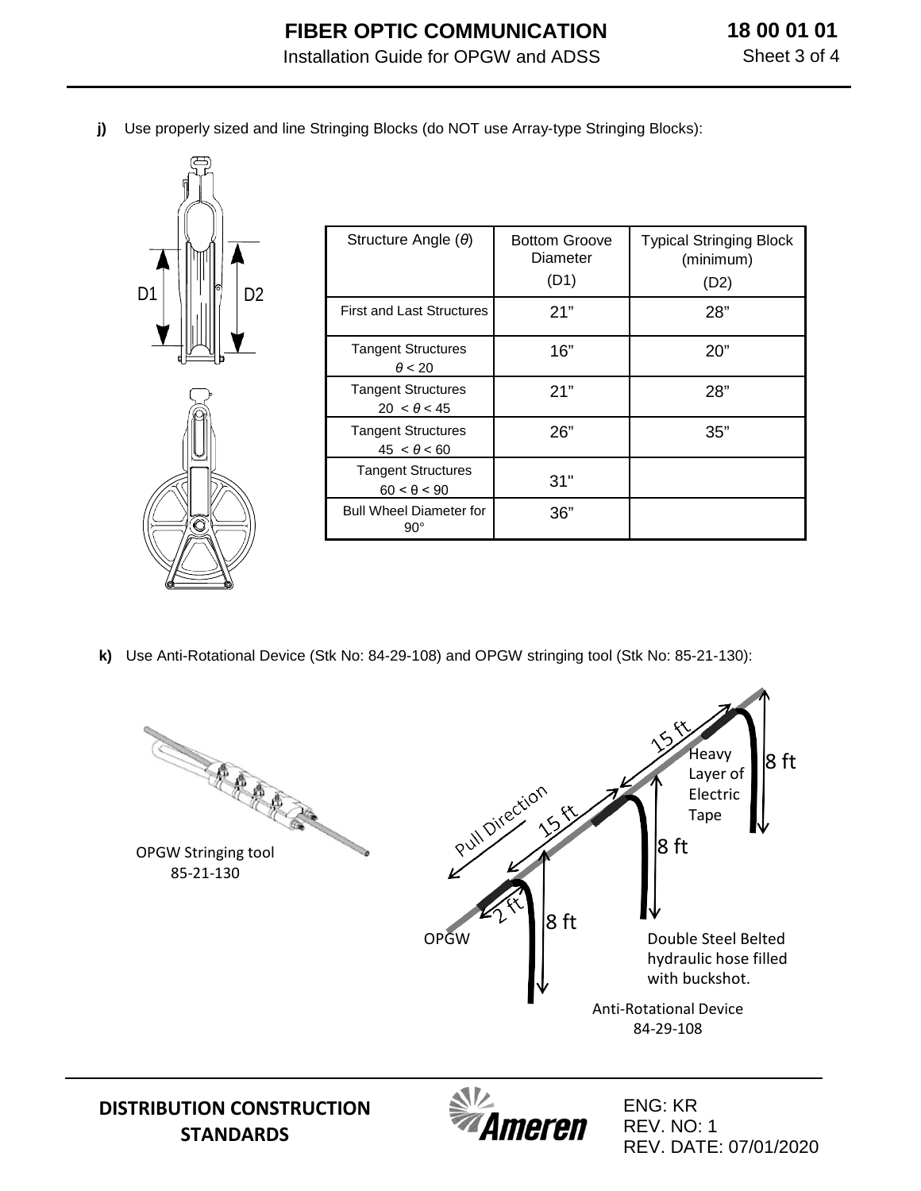**j)** Use properly sized and line Stringing Blocks (do NOT use Array-type Stringing Blocks):

| Structure Angle ($\theta$) | Bottom Groove Diameter (D1) | Typical Stringing Block (minimum) (D2) |
|---|---|---|
| First and Last Structures | 21" | 28" |
| Tangent Structures $\theta < 20$ | 16" | 20" |
| Tangent Structures $20 < \theta < 45$ | 21" | 28" |
| Tangent Structures $45 < \theta < 60$ | 26" | 35" |
| Tangent Structures $60 < \theta < 90$ | 31" | |
| Bull Wheel Diameter for 90° | 36" | |

**k)** Use Anti-Rotational Device (Stk No: 84-29-108) and OPGW stringing tool (Stk No: 85-21-130):

OPGW Stringing tool
85-21-130

Pull Direction

15 ft

15 ft

2 ft

8 ft

8 ft

8 ft

OPGW

Heavy Layer of Electric Tape

Double Steel Belted hydraulic hose filled with buckshot.

Anti-Rotational Device
84-29-108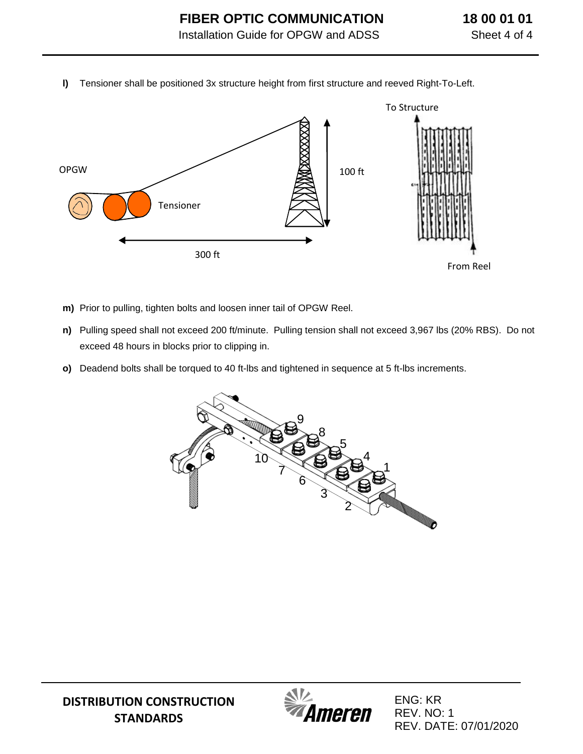**l)** Tensioner shall be positioned 3x structure height from first structure and reeved Right-To-Left.

**m)** Prior to pulling, tighten bolts and loosen inner tail of OPGW Reel.

**n)** Pulling speed shall not exceed 200 ft/minute. Pulling tension shall not exceed 3,967 lbs (20% RBS). Do not exceed 48 hours in blocks prior to clipping in.

**o)** Deadend bolts shall be torqued to 40 ft-lbs and tightened in sequence at 5 ft-lbs increments.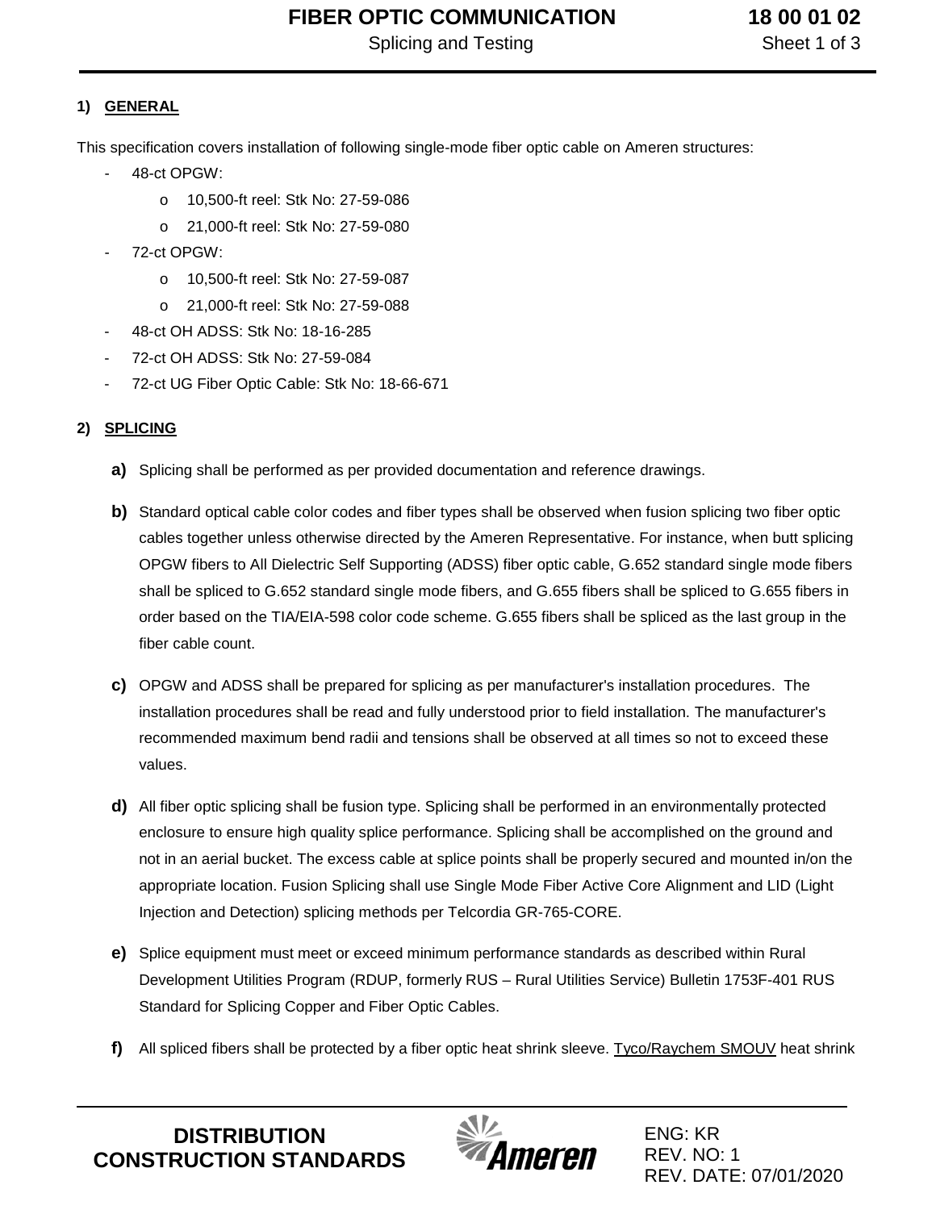## 1) GENERAL

This specification covers installation of following single-mode fiber optic cable on Ameren structures:

- 48-ct OPGW:
  - o 10,500-ft reel: Stk No: 27-59-086
  - o 21,000-ft reel: Stk No: 27-59-080
- 72-ct OPGW:
  - o 10,500-ft reel: Stk No: 27-59-087
  - o 21,000-ft reel: Stk No: 27-59-088
- 48-ct OH ADSS: Stk No: 18-16-285
- 72-ct OH ADSS: Stk No: 27-59-084
- 72-ct UG Fiber Optic Cable: Stk No: 18-66-671

## 2) SPLICING

**a)** Splicing shall be performed as per provided documentation and reference drawings.

**b)** Standard optical cable color codes and fiber types shall be observed when fusion splicing two fiber optic cables together unless otherwise directed by the Ameren Representative. For instance, when butt splicing OPGW fibers to All Dielectric Self Supporting (ADSS) fiber optic cable, G.652 standard single mode fibers shall be spliced to G.652 standard single mode fibers, and G.655 fibers shall be spliced to G.655 fibers in order based on the TIA/EIA-598 color code scheme. G.655 fibers shall be spliced as the last group in the fiber cable count.

**c)** OPGW and ADSS shall be prepared for splicing as per manufacturer's installation procedures. The installation procedures shall be read and fully understood prior to field installation. The manufacturer's recommended maximum bend radii and tensions shall be observed at all times so not to exceed these values.

**d)** All fiber optic splicing shall be fusion type. Splicing shall be performed in an environmentally protected enclosure to ensure high quality splice performance. Splicing shall be accomplished on the ground and not in an aerial bucket. The excess cable at splice points shall be properly secured and mounted in/on the appropriate location. Fusion Splicing shall use Single Mode Fiber Active Core Alignment and LID (Light Injection and Detection) splicing methods per Telcordia GR-765-CORE.

**e)** Splice equipment must meet or exceed minimum performance standards as described within Rural Development Utilities Program (RDUP, formerly RUS – Rural Utilities Service) Bulletin 1753F-401 RUS Standard for Splicing Copper and Fiber Optic Cables.

**f)** All spliced fibers shall be protected by a fiber optic heat shrink sleeve. <u>Tyco/Raychem SMOUV</u> heat shrink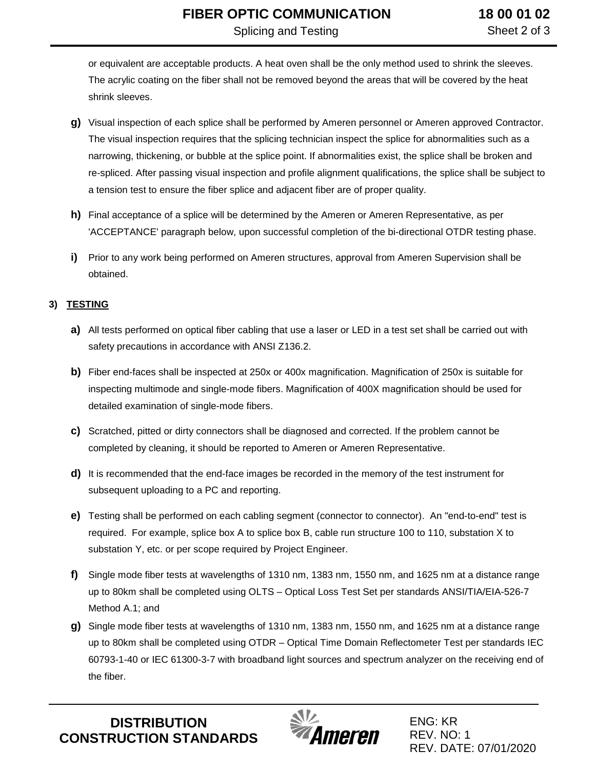or equivalent are acceptable products. A heat oven shall be the only method used to shrink the sleeves. The acrylic coating on the fiber shall not be removed beyond the areas that will be covered by the heat shrink sleeves.

**g)** Visual inspection of each splice shall be performed by Ameren personnel or Ameren approved Contractor. The visual inspection requires that the splicing technician inspect the splice for abnormalities such as a narrowing, thickening, or bubble at the splice point. If abnormalities exist, the splice shall be broken and re-spliced. After passing visual inspection and profile alignment qualifications, the splice shall be subject to a tension test to ensure the fiber splice and adjacent fiber are of proper quality.

**h)** Final acceptance of a splice will be determined by the Ameren or Ameren Representative, as per 'ACCEPTANCE' paragraph below, upon successful completion of the bi-directional OTDR testing phase.

**i)** Prior to any work being performed on Ameren structures, approval from Ameren Supervision shall be obtained.

## 3) TESTING

**a)** All tests performed on optical fiber cabling that use a laser or LED in a test set shall be carried out with safety precautions in accordance with ANSI Z136.2.

**b)** Fiber end-faces shall be inspected at 250x or 400x magnification. Magnification of 250x is suitable for inspecting multimode and single-mode fibers. Magnification of 400X magnification should be used for detailed examination of single-mode fibers.

**c)** Scratched, pitted or dirty connectors shall be diagnosed and corrected. If the problem cannot be completed by cleaning, it should be reported to Ameren or Ameren Representative.

**d)** It is recommended that the end-face images be recorded in the memory of the test instrument for subsequent uploading to a PC and reporting.

**e)** Testing shall be performed on each cabling segment (connector to connector). An "end-to-end" test is required. For example, splice box A to splice box B, cable run structure 100 to 110, substation X to substation Y, etc. or per scope required by Project Engineer.

**f)** Single mode fiber tests at wavelengths of 1310 nm, 1383 nm, 1550 nm, and 1625 nm at a distance range up to 80km shall be completed using OLTS – Optical Loss Test Set per standards ANSI/TIA/EIA-526-7 Method A.1; and

**g)** Single mode fiber tests at wavelengths of 1310 nm, 1383 nm, 1550 nm, and 1625 nm at a distance range up to 80km shall be completed using OTDR – Optical Time Domain Reflectometer Test per standards IEC 60793-1-40 or IEC 61300-3-7 with broadband light sources and spectrum analyzer on the receiving end of the fiber.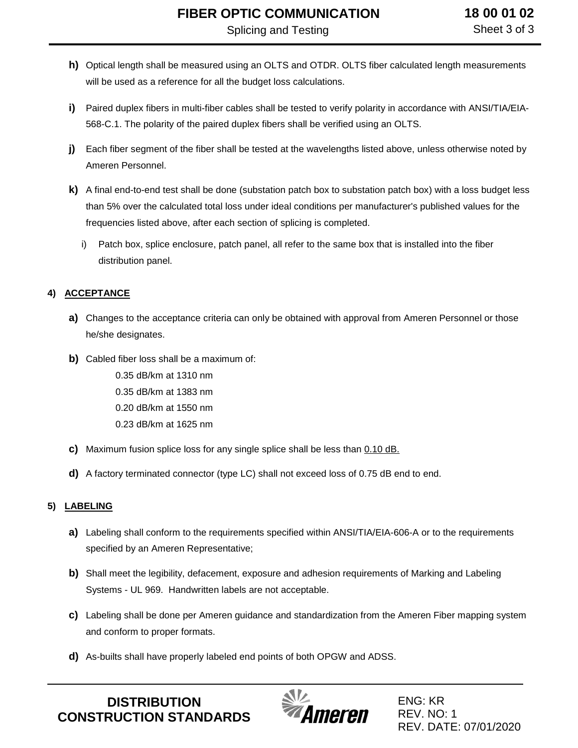**h)** Optical length shall be measured using an OLTS and OTDR. OLTS fiber calculated length measurements will be used as a reference for all the budget loss calculations.

**i)** Paired duplex fibers in multi-fiber cables shall be tested to verify polarity in accordance with ANSI/TIA/EIA-568-C.1. The polarity of the paired duplex fibers shall be verified using an OLTS.

**j)** Each fiber segment of the fiber shall be tested at the wavelengths listed above, unless otherwise noted by Ameren Personnel.

**k)** A final end-to-end test shall be done (substation patch box to substation patch box) with a loss budget less than 5% over the calculated total loss under ideal conditions per manufacturer's published values for the frequencies listed above, after each section of splicing is completed.

i) Patch box, splice enclosure, patch panel, all refer to the same box that is installed into the fiber distribution panel.

## 4) ACCEPTANCE

**a)** Changes to the acceptance criteria can only be obtained with approval from Ameren Personnel or those he/she designates.

**b)** Cabled fiber loss shall be a maximum of:

0.35 dB/km at 1310 nm
0.35 dB/km at 1383 nm
0.20 dB/km at 1550 nm
0.23 dB/km at 1625 nm

**c)** Maximum fusion splice loss for any single splice shall be less than <u>0.10 dB.</u>

**d)** A factory terminated connector (type LC) shall not exceed loss of 0.75 dB end to end.

## 5) LABELING

**a)** Labeling shall conform to the requirements specified within ANSI/TIA/EIA-606-A or to the requirements specified by an Ameren Representative;

**b)** Shall meet the legibility, defacement, exposure and adhesion requirements of Marking and Labeling Systems - UL 969. Handwritten labels are not acceptable.

**c)** Labeling shall be done per Ameren guidance and standardization from the Ameren Fiber mapping system and conform to proper formats.

**d)** As-builts shall have properly labeled end points of both OPGW and ADSS.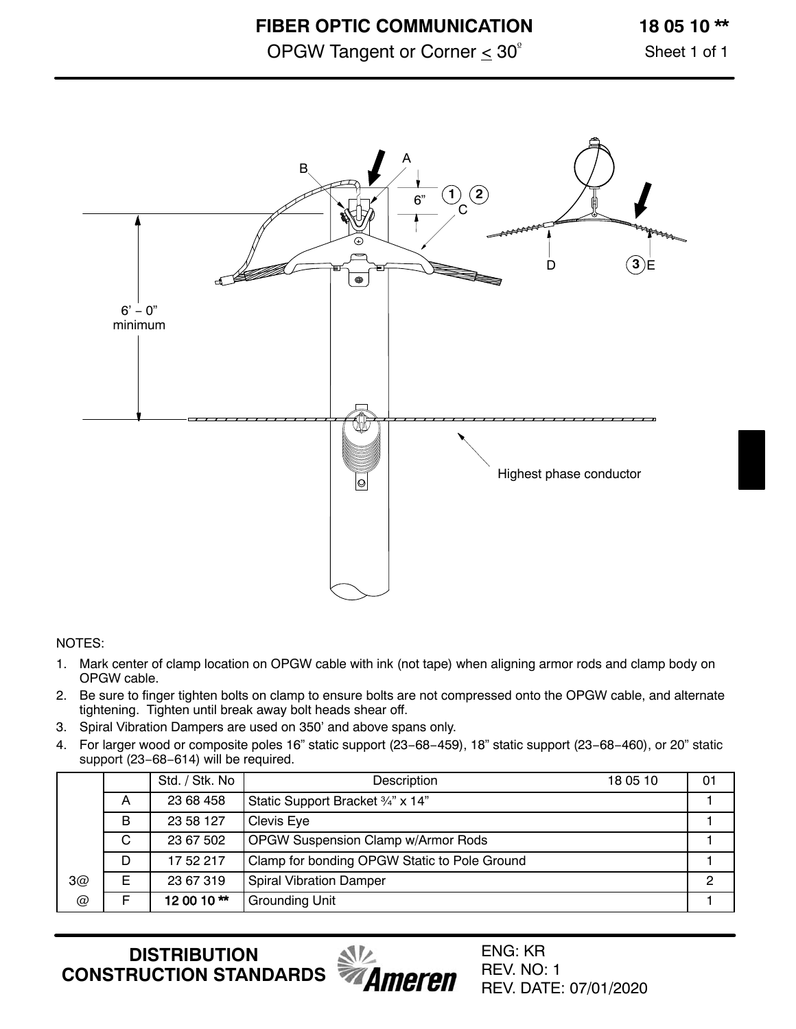# FIBER OPTIC COMMUNICATION

## OPGW Tangent or Corner ≤ 30º

18 05 10 **

NOTES:

1. Mark center of clamp location on OPGW cable with ink (not tape) when aligning armor rods and clamp body on OPGW cable.
2. Be sure to finger tighten bolts on clamp to ensure bolts are not compressed onto the OPGW cable, and alternate tightening. Tighten until break away bolt heads shear off.
3. Spiral Vibration Dampers are used on 350' and above spans only.
4. For larger wood or composite poles 16" static support (23−68−459), 18" static support (23−68−460), or 20" static support (23−68−614) will be required.

| | | Std. / Stk. No | Description 18 05 10 | 01 |
|---|---|---|---|---|
| | A | 23 68 458 | Static Support Bracket ¾" x 14" | 1 |
| | B | 23 58 127 | Clevis Eye | 1 |
| | C | 23 67 502 | OPGW Suspension Clamp w/Armor Rods | 1 |
| | D | 17 52 217 | Clamp for bonding OPGW Static to Pole Ground | 1 |
| 3@ | E | 23 67 319 | Spiral Vibration Damper | 2 |
| @ | F | **12 00 10 ** ** | Grounding Unit | 1 |

DISTRIBUTION CONSTRUCTION STANDARDS

ENG: KR
REV. NO: 1
REV. DATE: 07/01/2020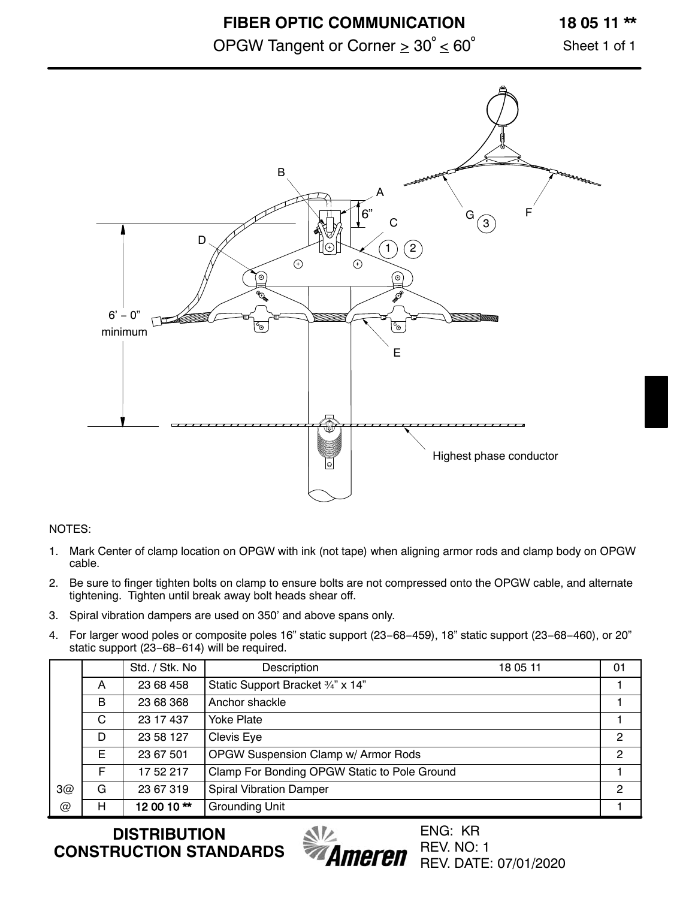# FIBER OPTIC COMMUNICATION

**18 05 11 ****

OPGW Tangent or Corner $\geq 30^{\circ} \leq 60^{\circ}$

NOTES:

1. Mark Center of clamp location on OPGW with ink (not tape) when aligning armor rods and clamp body on OPGW cable.
2. Be sure to finger tighten bolts on clamp to ensure bolts are not compressed onto the OPGW cable, and alternate tightening. Tighten until break away bolt heads shear off.
3. Spiral vibration dampers are used on 350' and above spans only.
4. For larger wood poles or composite poles 16" static support (23-68-459), 18" static support (23-68-460), or 20" static support (23-68-614) will be required.

| | | Std. / Stk. No | Description | 18 05 11 | 01 |
|---|---|---|---|---|---|
| | A | 23 68 458 | Static Support Bracket ¾" x 14" | | 1 |
| | B | 23 68 368 | Anchor shackle | | 1 |
| | C | 23 17 437 | Yoke Plate | | 1 |
| | D | 23 58 127 | Clevis Eye | | 2 |
| | E | 23 67 501 | OPGW Suspension Clamp w/ Armor Rods | | 2 |
| | F | 17 52 217 | Clamp For Bonding OPGW Static to Pole Ground | | 1 |
| 3@ | G | 23 67 319 | Spiral Vibration Damper | | 2 |
| @ | H | **12 00 10 **** | Grounding Unit | | 1 |

**DISTRIBUTION CONSTRUCTION STANDARDS**

ENG: KR
REV. NO: 1
REV. DATE: 07/01/2020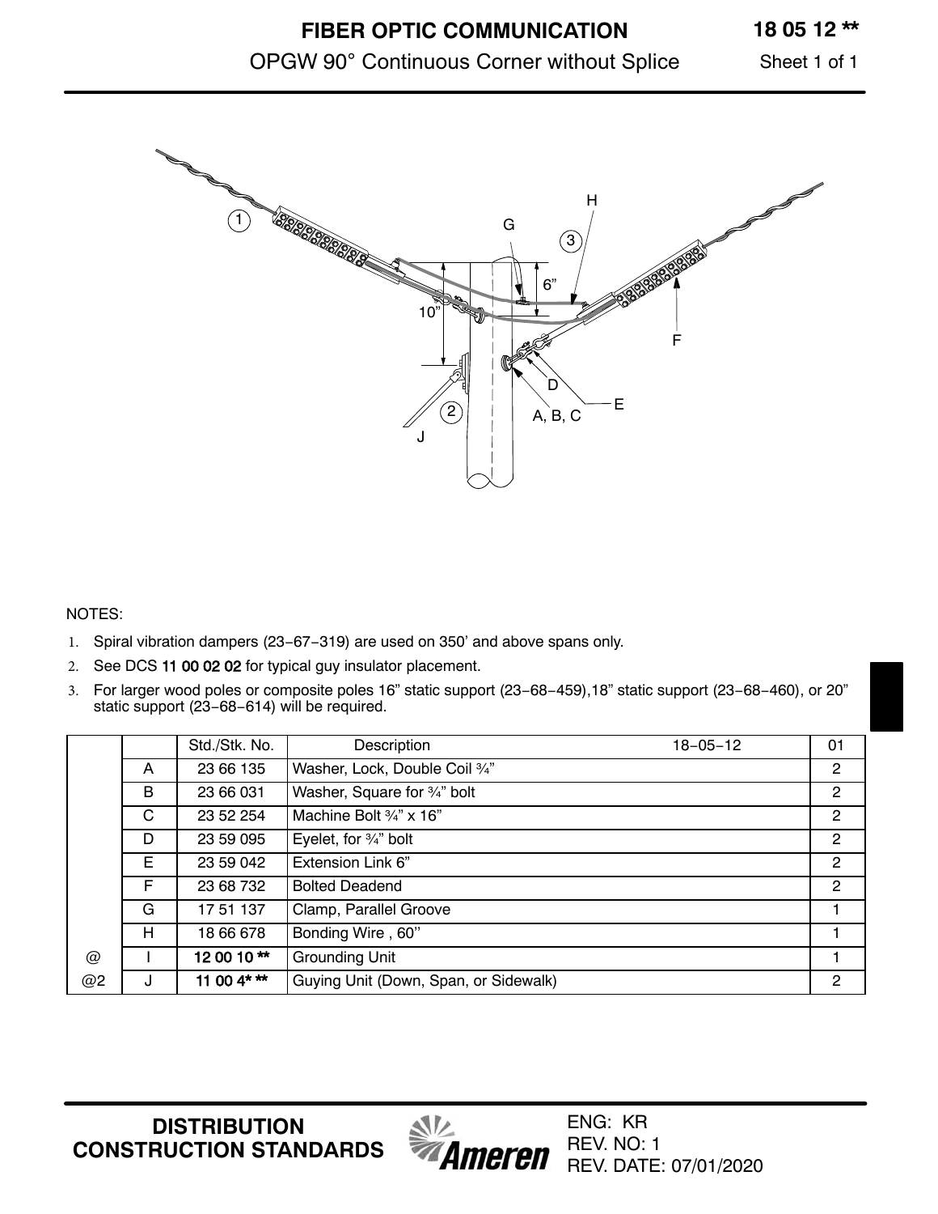# FIBER OPTIC COMMUNICATION

## OPGW 90° Continuous Corner without Splice

**18 05 12 \*\***

NOTES:

1. Spiral vibration dampers (23−67−319) are used on 350' and above spans only.
2. See DCS **11 00 02 02** for typical guy insulator placement.
3. For larger wood poles or composite poles 16" static support (23−68−459),18" static support (23−68−460), or 20" static support (23−68−614) will be required.

| | | Std./Stk. No. | Description 18−05−12 | 01 |
|---|---|---|---|---|
| | A | 23 66 135 | Washer, Lock, Double Coil ¾" | 2 |
| | B | 23 66 031 | Washer, Square for ¾" bolt | 2 |
| | C | 23 52 254 | Machine Bolt ¾" x 16" | 2 |
| | D | 23 59 095 | Eyelet, for ¾" bolt | 2 |
| | E | 23 59 042 | Extension Link 6" | 2 |
| | F | 23 68 732 | Bolted Deadend | 2 |
| | G | 17 51 137 | Clamp, Parallel Groove | 1 |
| | H | 18 66 678 | Bonding Wire , 60'' | 1 |
| @ | I | **12 00 10 \*\*** | Grounding Unit | 1 |
| @2 | J | **11 00 4\* \*\*** | Guying Unit (Down, Span, or Sidewalk) | 2 |

**DISTRIBUTION CONSTRUCTION STANDARDS**

ENG: KR
REV. NO: 1
REV. DATE: 07/01/2020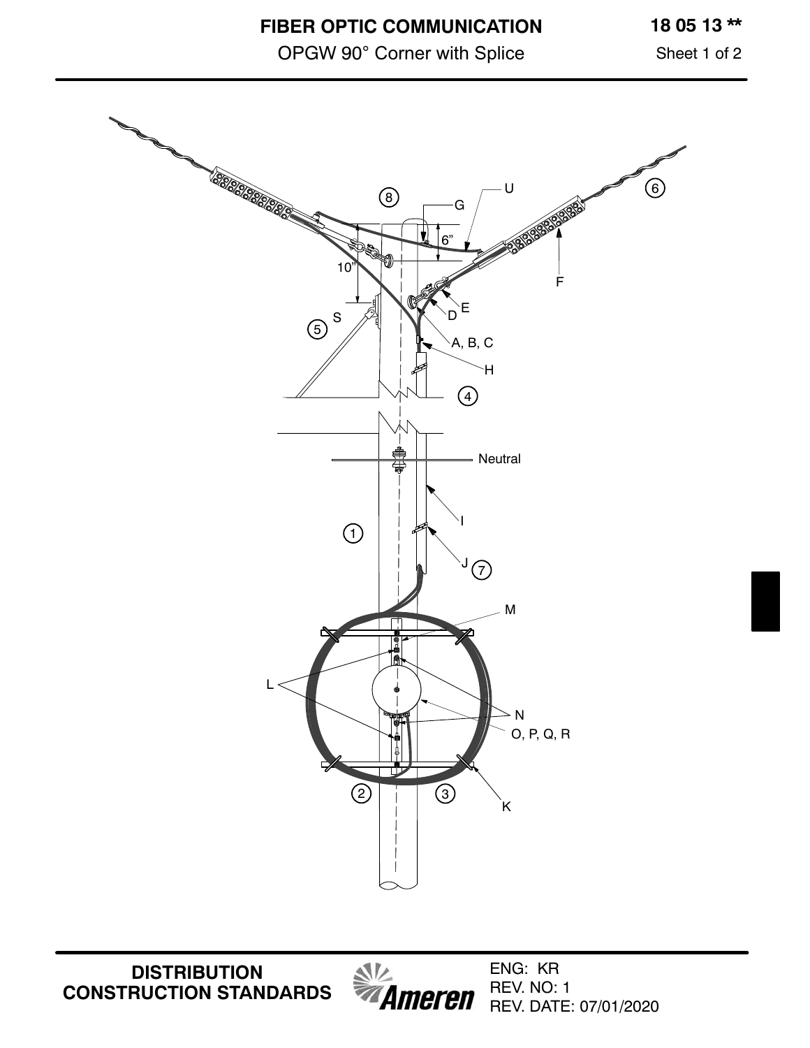# FIBER OPTIC COMMUNICATION

## OPGW 90° Corner with Splice

**18 05 13 ****

Sheet 1 of 2

8 G U 6 6" 10" F E D S 5 A, B, C H 4 Neutral I 1 J 7 M L N O, P, Q, R 2 3 K

**DISTRIBUTION CONSTRUCTION STANDARDS**

ENG: KR
REV. NO: 1
REV. DATE: 07/01/2020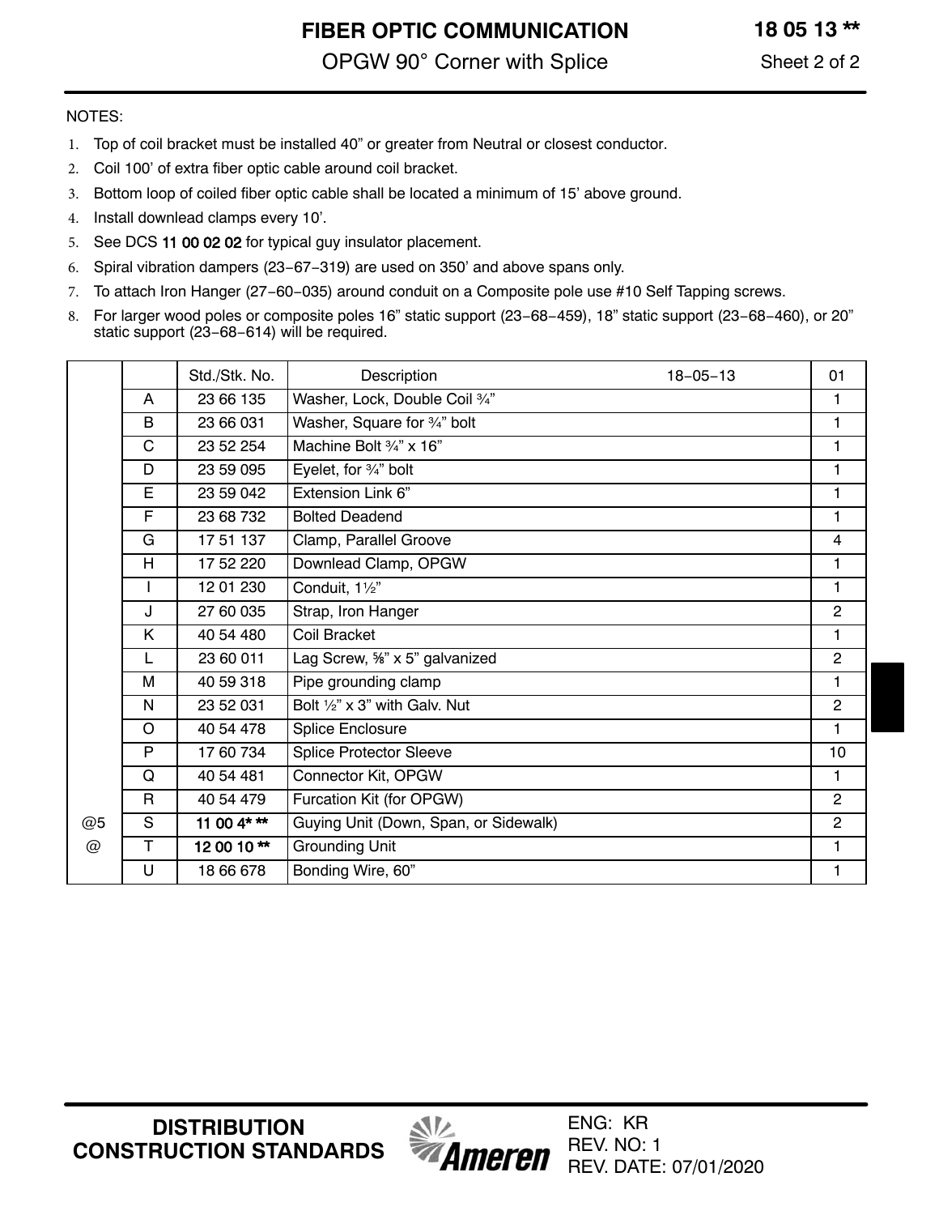# FIBER OPTIC COMMUNICATION

## OPGW 90° Corner with Splice

**18 05 13 ****

NOTES:

1. Top of coil bracket must be installed 40” or greater from Neutral or closest conductor.
2. Coil 100’ of extra fiber optic cable around coil bracket.
3. Bottom loop of coiled fiber optic cable shall be located a minimum of 15’ above ground.
4. Install downlead clamps every 10’.
5. See DCS **11 00 02 02** for typical guy insulator placement.
6. Spiral vibration dampers (23−67−319) are used on 350’ and above spans only.
7. To attach Iron Hanger (27−60−035) around conduit on a Composite pole use #10 Self Tapping screws.
8. For larger wood poles or composite poles 16” static support (23−68−459), 18” static support (23−68−460), or 20” static support (23−68−614) will be required.

| | | Std./Stk. No. | Description 18−05−13 | 01 |
|---|---|---|---|---|
| | A | 23 66 135 | Washer, Lock, Double Coil ¾” | 1 |
| | B | 23 66 031 | Washer, Square for ¾” bolt | 1 |
| | C | 23 52 254 | Machine Bolt ¾” x 16” | 1 |
| | D | 23 59 095 | Eyelet, for ¾” bolt | 1 |
| | E | 23 59 042 | Extension Link 6” | 1 |
| | F | 23 68 732 | Bolted Deadend | 1 |
| | G | 17 51 137 | Clamp, Parallel Groove | 4 |
| | H | 17 52 220 | Downlead Clamp, OPGW | 1 |
| | I | 12 01 230 | Conduit, 1½” | 1 |
| | J | 27 60 035 | Strap, Iron Hanger | 2 |
| | K | 40 54 480 | Coil Bracket | 1 |
| | L | 23 60 011 | Lag Screw, ⅝” x 5” galvanized | 2 |
| | M | 40 59 318 | Pipe grounding clamp | 1 |
| | N | 23 52 031 | Bolt ½” x 3” with Galv. Nut | 2 |
| | O | 40 54 478 | Splice Enclosure | 1 |
| | P | 17 60 734 | Splice Protector Sleeve | 10 |
| | Q | 40 54 481 | Connector Kit, OPGW | 1 |
| | R | 40 54 479 | Furcation Kit (for OPGW) | 2 |
| @5 | S | **11 00 4* **** | Guying Unit (Down, Span, or Sidewalk) | 2 |
| @ | T | **12 00 10 **** | Grounding Unit | 1 |
| | U | 18 66 678 | Bonding Wire, 60” | 1 |

**DISTRIBUTION CONSTRUCTION STANDARDS**

ENG: KR
REV. NO: 1
REV. DATE: 07/01/2020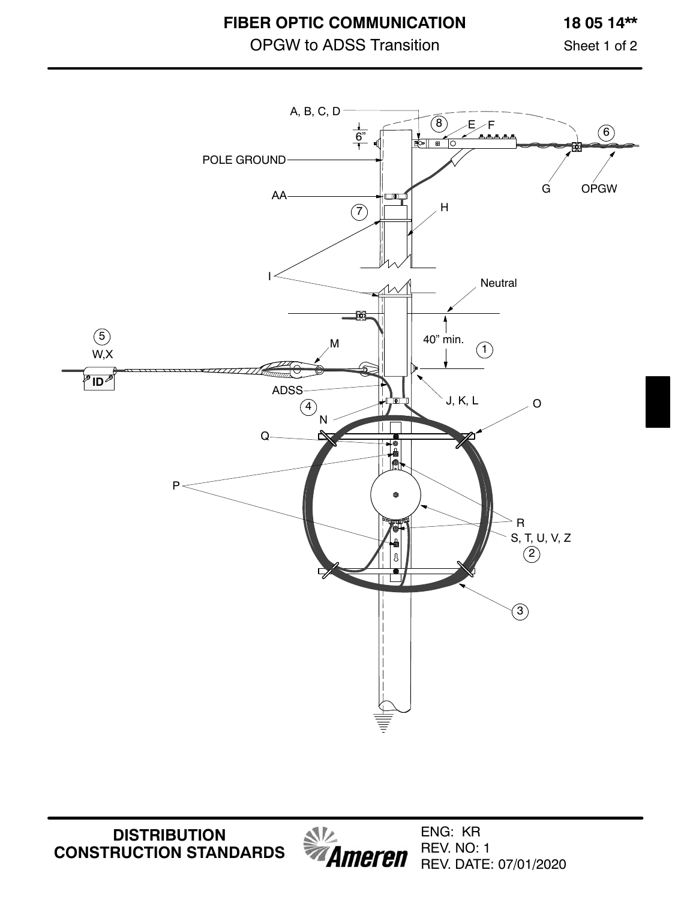# FIBER OPTIC COMMUNICATION

## OPGW to ADSS Transition

18 05 14**

Sheet 1 of 2

A, B, C, D

6"

8

E F

6

POLE GROUND

G OPGW

AA

7

H

I

Neutral

5

W,X

M

40" min.

1

ID

ADSS

J, K, L

O

4

N

Q

P

R

S, T, U, V, Z

2

3

DISTRIBUTION CONSTRUCTION STANDARDS

ENG: KR
REV. NO: 1
REV. DATE: 07/01/2020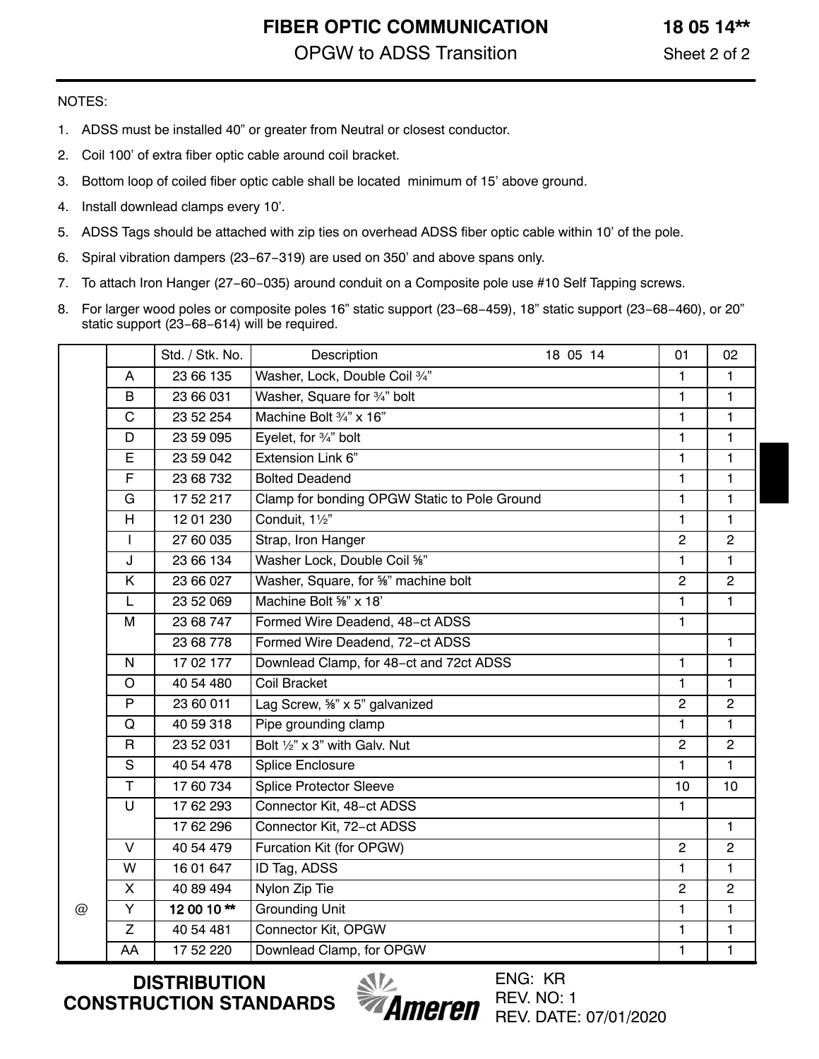# FIBER OPTIC COMMUNICATION

## OPGW to ADSS Transition

18 05 14**

NOTES:

1. ADSS must be installed 40” or greater from Neutral or closest conductor.
2. Coil 100’ of extra fiber optic cable around coil bracket.
3. Bottom loop of coiled fiber optic cable shall be located minimum of 15’ above ground.
4. Install downlead clamps every 10’.
5. ADSS Tags should be attached with zip ties on overhead ADSS fiber optic cable within 10’ of the pole.
6. Spiral vibration dampers (23−67−319) are used on 350’ and above spans only.
7. To attach Iron Hanger (27−60−035) around conduit on a Composite pole use #10 Self Tapping screws.
8. For larger wood poles or composite poles 16” static support (23−68−459), 18” static support (23−68−460), or 20” static support (23−68−614) will be required.

| | | Std. / Stk. No. | Description 18 05 14 | 01 | 02 |
|---|---|---|---|---|---|
| | A | 23 66 135 | Washer, Lock, Double Coil ¾” | 1 | 1 |
| | B | 23 66 031 | Washer, Square for ¾” bolt | 1 | 1 |
| | C | 23 52 254 | Machine Bolt ¾” x 16” | 1 | 1 |
| | D | 23 59 095 | Eyelet, for ¾” bolt | 1 | 1 |
| | E | 23 59 042 | Extension Link 6” | 1 | 1 |
| | F | 23 68 732 | Bolted Deadend | 1 | 1 |
| | G | 17 52 217 | Clamp for bonding OPGW Static to Pole Ground | 1 | 1 |
| | H | 12 01 230 | Conduit, 1½” | 1 | 1 |
| | I | 27 60 035 | Strap, Iron Hanger | 2 | 2 |
| | J | 23 66 134 | Washer Lock, Double Coil ⅝” | 1 | 1 |
| | K | 23 66 027 | Washer, Square, for ⅝” machine bolt | 2 | 2 |
| | L | 23 52 069 | Machine Bolt ⅝” x 18’ | 1 | 1 |
| | M | 23 68 747 | Formed Wire Deadend, 48−ct ADSS | 1 | |
| | | 23 68 778 | Formed Wire Deadend, 72−ct ADSS | | 1 |
| | N | 17 02 177 | Downlead Clamp, for 48−ct and 72ct ADSS | 1 | 1 |
| | O | 40 54 480 | Coil Bracket | 1 | 1 |
| | P | 23 60 011 | Lag Screw, ⅝” x 5” galvanized | 2 | 2 |
| | Q | 40 59 318 | Pipe grounding clamp | 1 | 1 |
| | R | 23 52 031 | Bolt ½” x 3” with Galv. Nut | 2 | 2 |
| | S | 40 54 478 | Splice Enclosure | 1 | 1 |
| | T | 17 60 734 | Splice Protector Sleeve | 10 | 10 |
| | U | 17 62 293 | Connector Kit, 48−ct ADSS | 1 | |
| | | 17 62 296 | Connector Kit, 72−ct ADSS | | 1 |
| | V | 40 54 479 | Furcation Kit (for OPGW) | 2 | 2 |
| | W | 16 01 647 | ID Tag, ADSS | 1 | 1 |
| | X | 40 89 494 | Nylon Zip Tie | 2 | 2 |
| @ | Y | **12 00 10 **** | Grounding Unit | 1 | 1 |
| | Z | 40 54 481 | Connector Kit, OPGW | 1 | 1 |
| | AA | 17 52 220 | Downlead Clamp, for OPGW | 1 | 1 |

ENG: KR
REV. NO: 1
REV. DATE: 07/01/2020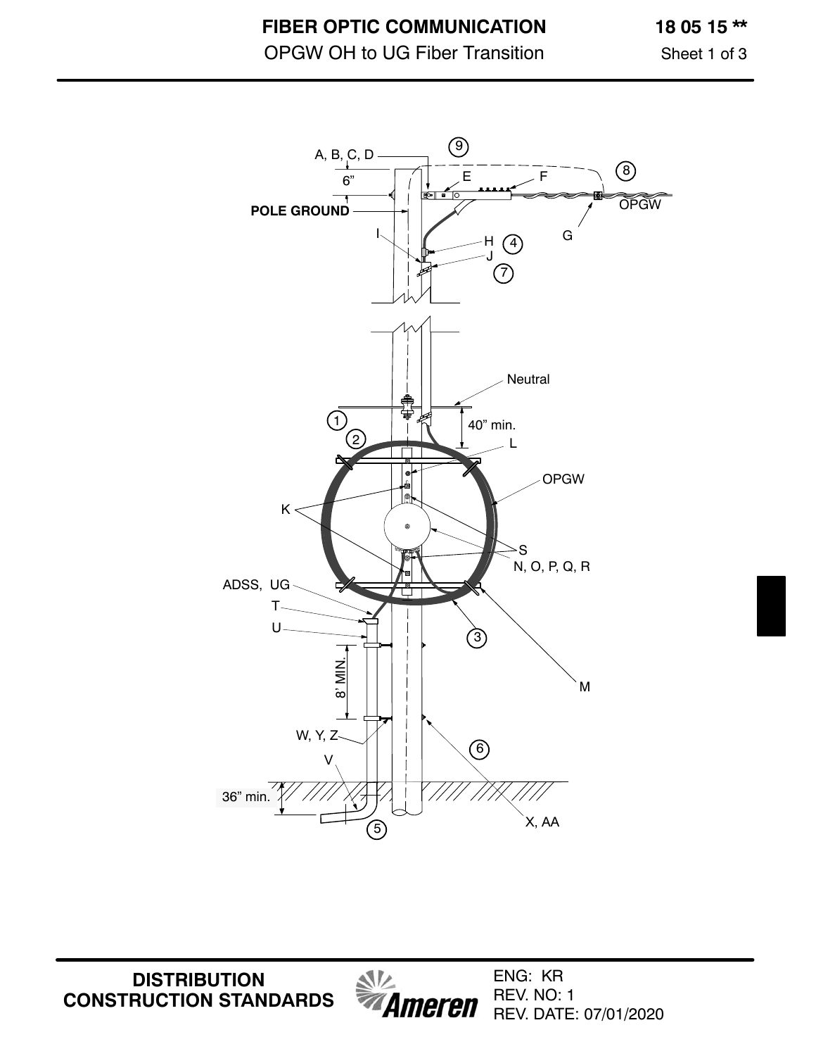# FIBER OPTIC COMMUNICATION

**18 05 15 \*\***

OPGW OH to UG Fiber Transition

Sheet 1 of 3

A, B, C, D

6"

POLE GROUND

E

F

G

OPGW

H

I

J

9

8

4

7

Neutral

40" min.

1

2

L

OPGW

K

S

N, O, P, Q, R

ADSS, UG

T

U

3

8' MIN.

M

W, Y, Z

V

6

36" min.

X, AA

5

**DISTRIBUTION CONSTRUCTION STANDARDS**

ENG: KR
REV. NO: 1
REV. DATE: 07/01/2020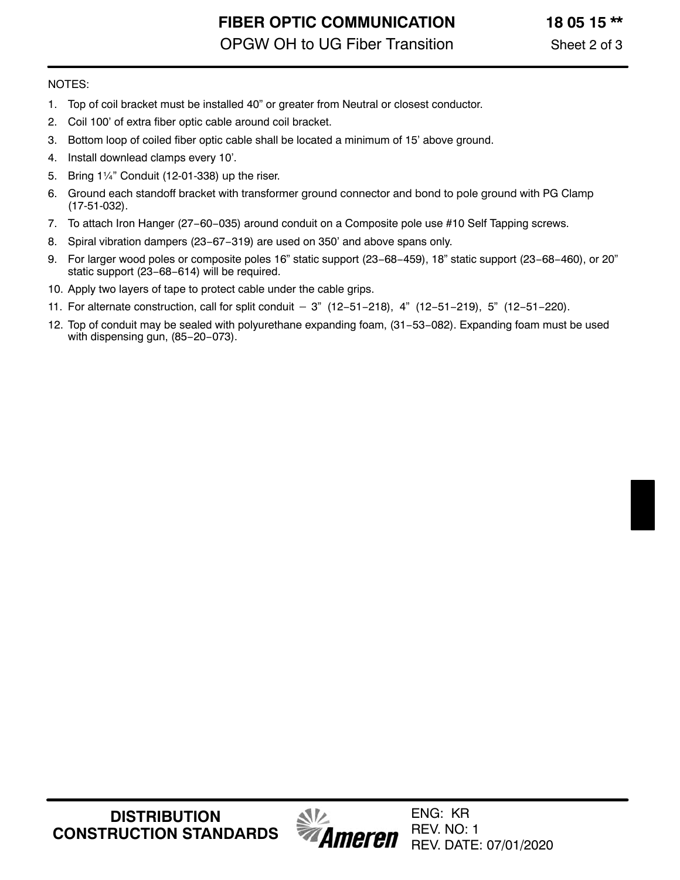NOTES:

1. Top of coil bracket must be installed 40" or greater from Neutral or closest conductor.
2. Coil 100' of extra fiber optic cable around coil bracket.
3. Bottom loop of coiled fiber optic cable shall be located a minimum of 15' above ground.
4. Install downlead clamps every 10'.
5. Bring 1¼" Conduit (12-01-338) up the riser.
6. Ground each standoff bracket with transformer ground connector and bond to pole ground with PG Clamp (17-51-032).
7. To attach Iron Hanger (27−60−035) around conduit on a Composite pole use #10 Self Tapping screws.
8. Spiral vibration dampers (23−67−319) are used on 350' and above spans only.
9. For larger wood poles or composite poles 16" static support (23−68−459), 18" static support (23−68−460), or 20" static support (23−68−614) will be required.
10. Apply two layers of tape to protect cable under the cable grips.
11. For alternate construction, call for split conduit − 3" (12−51−218), 4" (12−51−219), 5" (12−51−220).
12. Top of conduit may be sealed with polyurethane expanding foam, (31−53−082). Expanding foam must be used with dispensing gun, (85−20−073).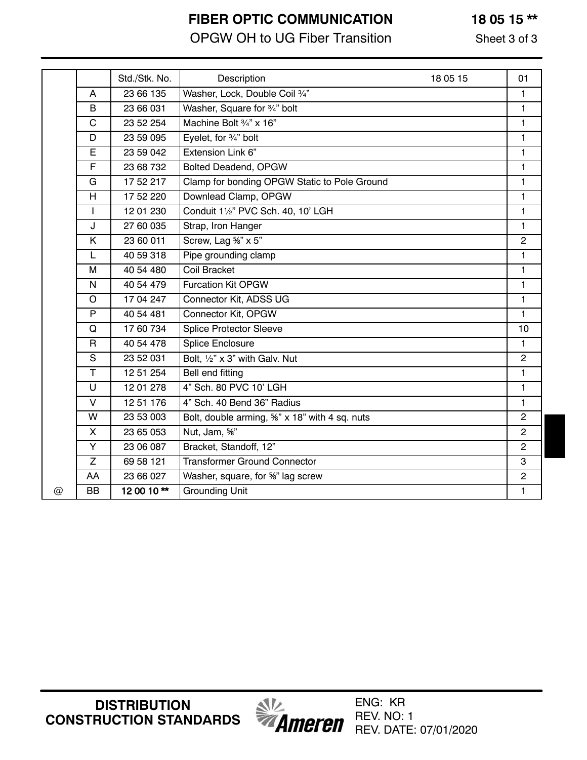# FIBER OPTIC COMMUNICATION

## OPGW OH to UG Fiber Transition

18 05 15 **

| | | Std./Stk. No. | Description | 18 05 15 | 01 |
|---|---|---|---|---|---|
| | A | 23 66 135 | Washer, Lock, Double Coil ¾" | | 1 |
| | B | 23 66 031 | Washer, Square for ¾" bolt | | 1 |
| | C | 23 52 254 | Machine Bolt ¾" x 16" | | 1 |
| | D | 23 59 095 | Eyelet, for ¾" bolt | | 1 |
| | E | 23 59 042 | Extension Link 6" | | 1 |
| | F | 23 68 732 | Bolted Deadend, OPGW | | 1 |
| | G | 17 52 217 | Clamp for bonding OPGW Static to Pole Ground | | 1 |
| | H | 17 52 220 | Downlead Clamp, OPGW | | 1 |
| | I | 12 01 230 | Conduit 1½" PVC Sch. 40, 10' LGH | | 1 |
| | J | 27 60 035 | Strap, Iron Hanger | | 1 |
| | K | 23 60 011 | Screw, Lag ⅝" x 5" | | 2 |
| | L | 40 59 318 | Pipe grounding clamp | | 1 |
| | M | 40 54 480 | Coil Bracket | | 1 |
| | N | 40 54 479 | Furcation Kit OPGW | | 1 |
| | O | 17 04 247 | Connector Kit, ADSS UG | | 1 |
| | P | 40 54 481 | Connector Kit, OPGW | | 1 |
| | Q | 17 60 734 | Splice Protector Sleeve | | 10 |
| | R | 40 54 478 | Splice Enclosure | | 1 |
| | S | 23 52 031 | Bolt, ½" x 3" with Galv. Nut | | 2 |
| | T | 12 51 254 | Bell end fitting | | 1 |
| | U | 12 01 278 | 4" Sch. 80 PVC 10' LGH | | 1 |
| | V | 12 51 176 | 4" Sch. 40 Bend 36" Radius | | 1 |
| | W | 23 53 003 | Bolt, double arming, ⅝" x 18" with 4 sq. nuts | | 2 |
| | X | 23 65 053 | Nut, Jam, ⅝" | | 2 |
| | Y | 23 06 087 | Bracket, Standoff, 12" | | 2 |
| | Z | 69 58 121 | Transformer Ground Connector | | 3 |
| | AA | 23 66 027 | Washer, square, for ⅝" lag screw | | 2 |
| @ | BB | **12 00 10 **** | Grounding Unit | | 1 |

DISTRIBUTION CONSTRUCTION STANDARDS

Ameren

ENG: KR
REV. NO: 1
REV. DATE: 07/01/2020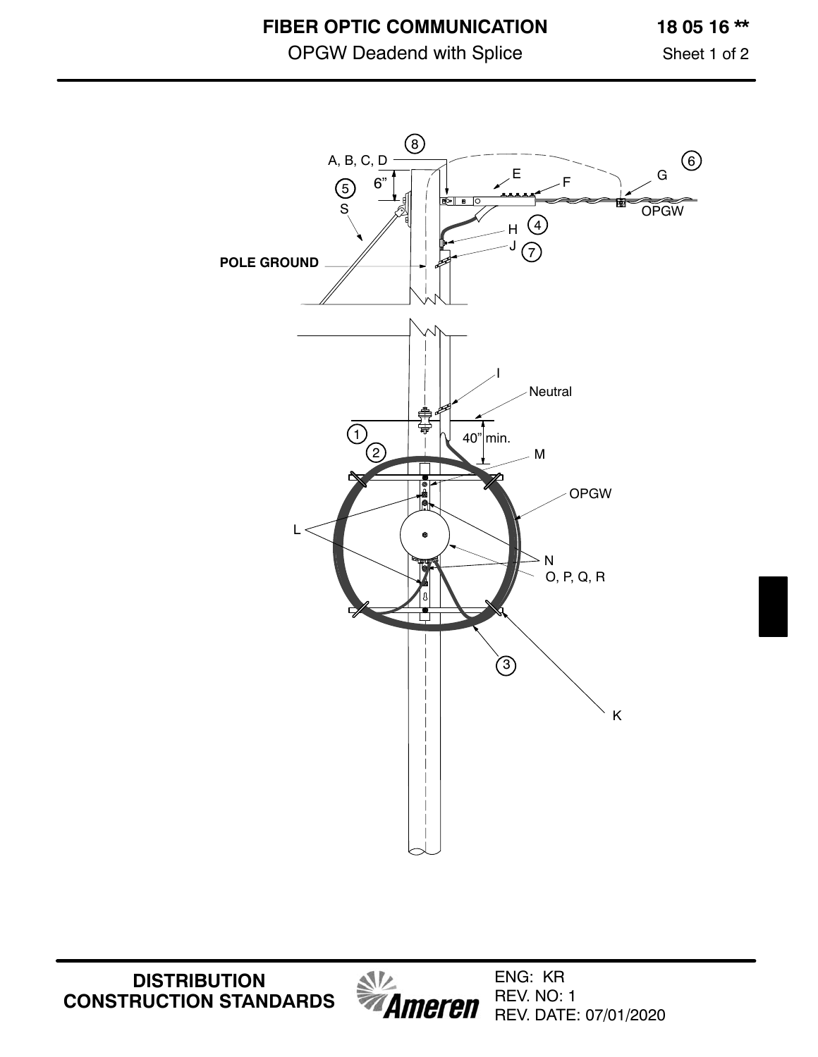# FIBER OPTIC COMMUNICATION

## OPGW Deadend with Splice

18 05 16 **

Sheet 1 of 2

8

A, B, C, D

6"

5

S

E

F

6

G

OPGW

H

4

J

7

POLE GROUND

I

Neutral

1

40" min.

2

M

OPGW

L

N

O, P, Q, R

3

K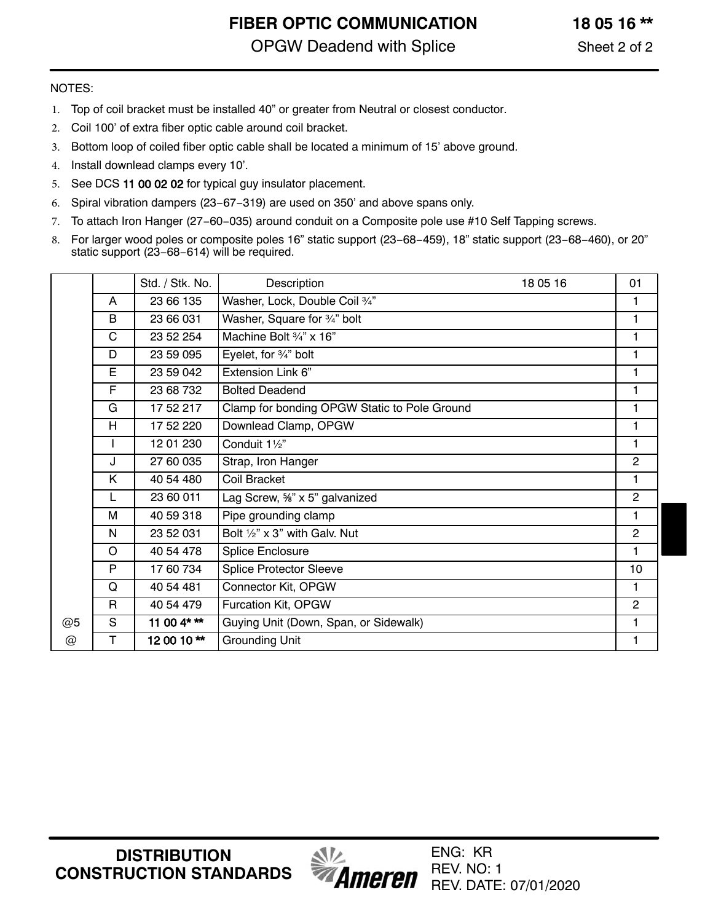# FIBER OPTIC COMMUNICATION

## OPGW Deadend with Splice

**18 05 16 ****

Sheet 2 of 2

NOTES:

1. Top of coil bracket must be installed 40” or greater from Neutral or closest conductor.
2. Coil 100’ of extra fiber optic cable around coil bracket.
3. Bottom loop of coiled fiber optic cable shall be located a minimum of 15’ above ground.
4. Install downlead clamps every 10’.
5. See DCS **11 00 02 02** for typical guy insulator placement.
6. Spiral vibration dampers (23−67−319) are used on 350’ and above spans only.
7. To attach Iron Hanger (27−60−035) around conduit on a Composite pole use #10 Self Tapping screws.
8. For larger wood poles or composite poles 16” static support (23−68−459), 18” static support (23−68−460), or 20” static support (23−68−614) will be required.

| | | Std. / Stk. No. | Description 18 05 16 | 01 |
|---|---|---|---|---|
| | A | 23 66 135 | Washer, Lock, Double Coil ¾” | 1 |
| | B | 23 66 031 | Washer, Square for ¾” bolt | 1 |
| | C | 23 52 254 | Machine Bolt ¾” x 16” | 1 |
| | D | 23 59 095 | Eyelet, for ¾” bolt | 1 |
| | E | 23 59 042 | Extension Link 6” | 1 |
| | F | 23 68 732 | Bolted Deadend | 1 |
| | G | 17 52 217 | Clamp for bonding OPGW Static to Pole Ground | 1 |
| | H | 17 52 220 | Downlead Clamp, OPGW | 1 |
| | I | 12 01 230 | Conduit 1½” | 1 |
| | J | 27 60 035 | Strap, Iron Hanger | 2 |
| | K | 40 54 480 | Coil Bracket | 1 |
| | L | 23 60 011 | Lag Screw, ⅝” x 5” galvanized | 2 |
| | M | 40 59 318 | Pipe grounding clamp | 1 |
| | N | 23 52 031 | Bolt ½” x 3” with Galv. Nut | 2 |
| | O | 40 54 478 | Splice Enclosure | 1 |
| | P | 17 60 734 | Splice Protector Sleeve | 10 |
| | Q | 40 54 481 | Connector Kit, OPGW | 1 |
| | R | 40 54 479 | Furcation Kit, OPGW | 2 |
| @5 | S | **11 00 4* **** | Guying Unit (Down, Span, or Sidewalk) | 1 |
| @ | T | **12 00 10 **** | Grounding Unit | 1 |

**DISTRIBUTION CONSTRUCTION STANDARDS**

ENG: KR
REV. NO: 1
REV. DATE: 07/01/2020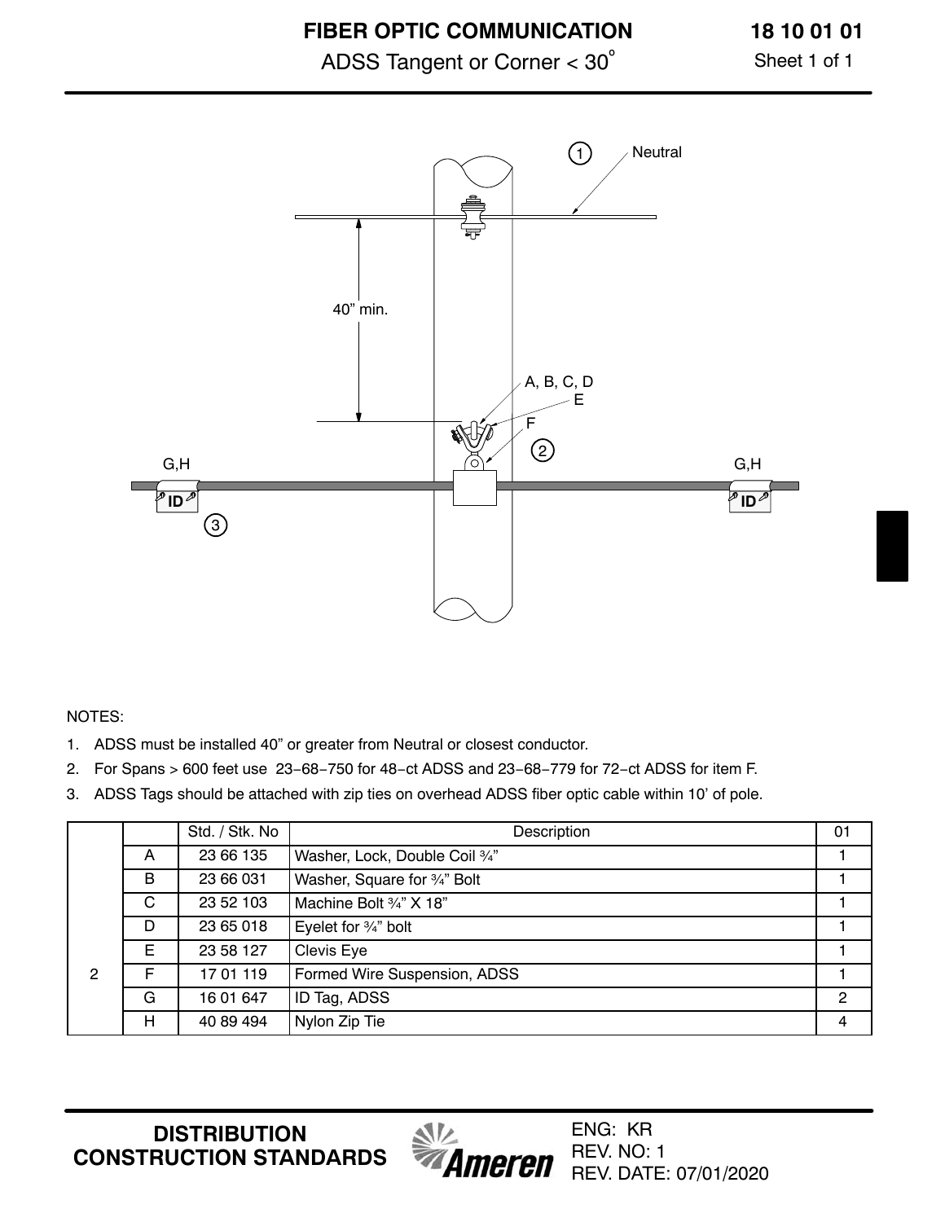# FIBER OPTIC COMMUNICATION

## ADSS Tangent or Corner < 30°

**18 10 01 01**

Sheet 1 of 1

NOTES:

1. ADSS must be installed 40" or greater from Neutral or closest conductor.
2. For Spans > 600 feet use 23-68-750 for 48-ct ADSS and 23-68-779 for 72-ct ADSS for item F.
3. ADSS Tags should be attached with zip ties on overhead ADSS fiber optic cable within 10' of pole.

| | | Std. / Stk. No | Description | 01 |
|---|---|---|---|---|
| 2 | A | 23 66 135 | Washer, Lock, Double Coil ¾" | 1 |
| | B | 23 66 031 | Washer, Square for ¾" Bolt | 1 |
| | C | 23 52 103 | Machine Bolt ¾" X 18" | 1 |
| | D | 23 65 018 | Eyelet for ¾" bolt | 1 |
| | E | 23 58 127 | Clevis Eye | 1 |
| | F | 17 01 119 | Formed Wire Suspension, ADSS | 1 |
| | G | 16 01 647 | ID Tag, ADSS | 2 |
| | H | 40 89 494 | Nylon Zip Tie | 4 |

**DISTRIBUTION CONSTRUCTION STANDARDS**

ENG: KR
REV. NO: 1
REV. DATE: 07/01/2020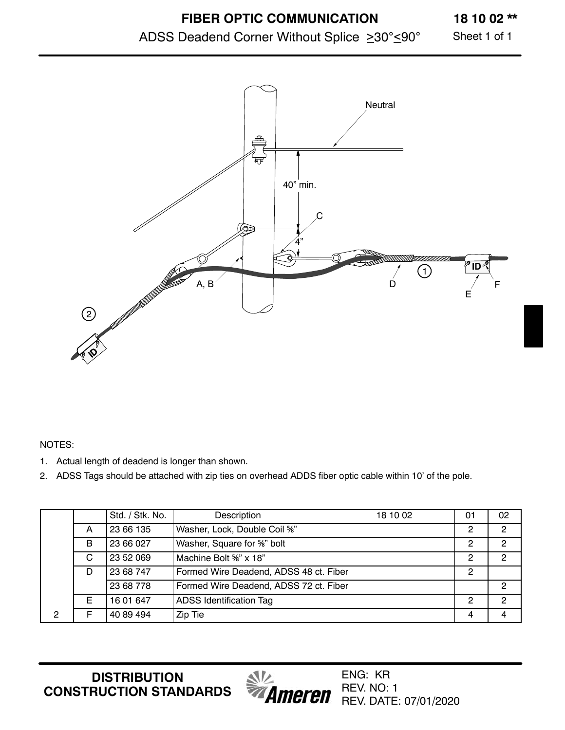# FIBER OPTIC COMMUNICATION

## ADSS Deadend Corner Without Splice ≥30°≤90°

18 10 02 **

Sheet 1 of 1

Neutral

40" min.

C

4"

A, B

D

1

ID

E

F

2

ID

NOTES:

1. Actual length of deadend is longer than shown.
2. ADSS Tags should be attached with zip ties on overhead ADDS fiber optic cable within 10' of the pole.

| | | Std. / Stk. No. | Description 18 10 02 | 01 | 02 |
|---|---|---|---|---|---|
| | A | 23 66 135 | Washer, Lock, Double Coil ⅝" | 2 | 2 |
| | B | 23 66 027 | Washer, Square for ⅝" bolt | 2 | 2 |
| | C | 23 52 069 | Machine Bolt ⅝" x 18" | 2 | 2 |
| | D | 23 68 747 | Formed Wire Deadend, ADSS 48 ct. Fiber | 2 | |
| | | 23 68 778 | Formed Wire Deadend, ADSS 72 ct. Fiber | | 2 |
| | E | 16 01 647 | ADSS Identification Tag | 2 | 2 |
| 2 | F | 40 89 494 | Zip Tie | 4 | 4 |

DISTRIBUTION CONSTRUCTION STANDARDS

ENG: KR
REV. NO: 1
REV. DATE: 07/01/2020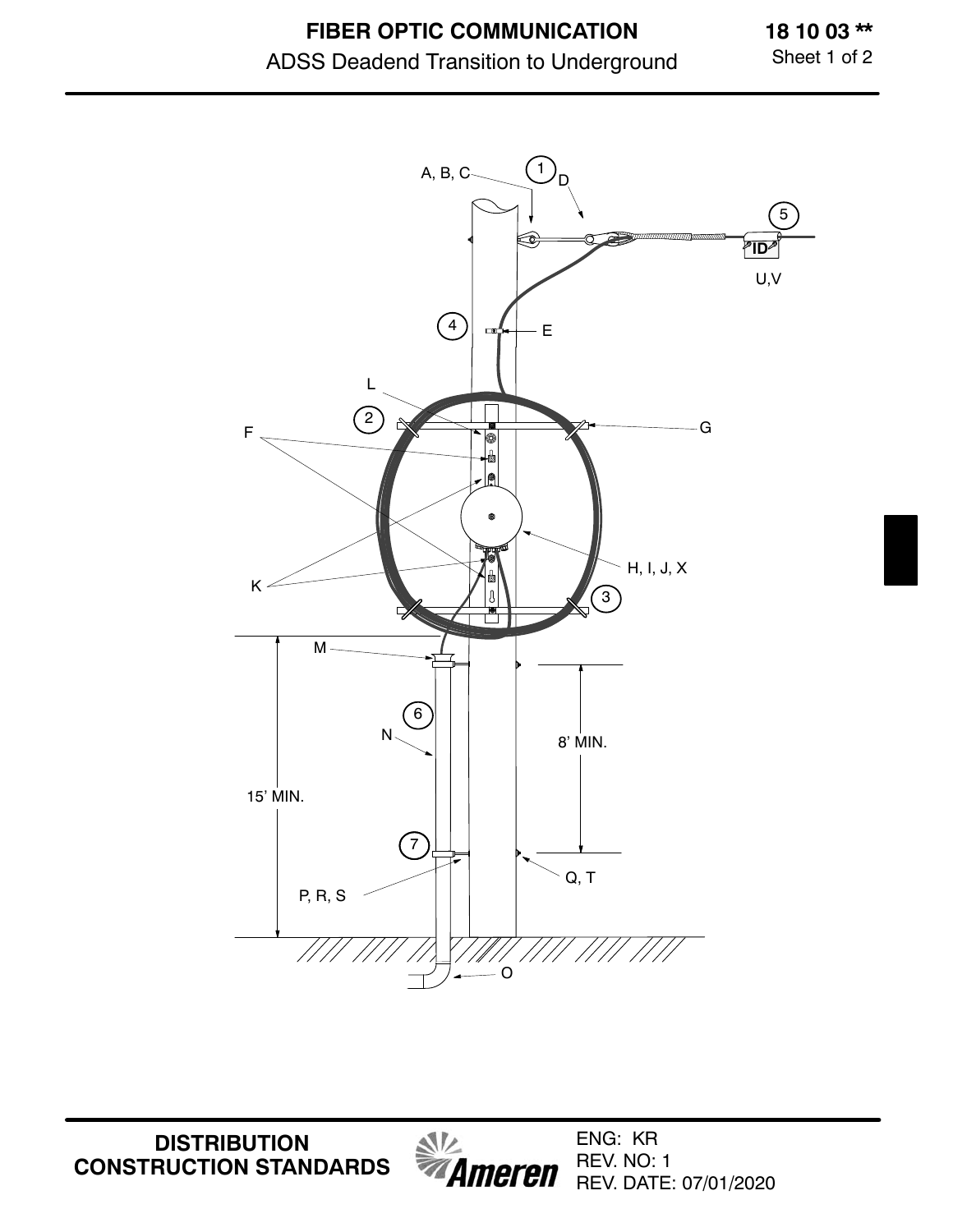# FIBER OPTIC COMMUNICATION

## ADSS Deadend Transition to Underground

18 10 03 **

Sheet 1 of 2

A, B, C

1

D

5

ID

U,V

4

E

L

2

G

F

H, I, J, X

K

3

M

6

N

8' MIN.

15' MIN.

7

Q, T

P, R, S

O

DISTRIBUTION CONSTRUCTION STANDARDS

Ameren

ENG: KR
REV. NO: 1
REV. DATE: 07/01/2020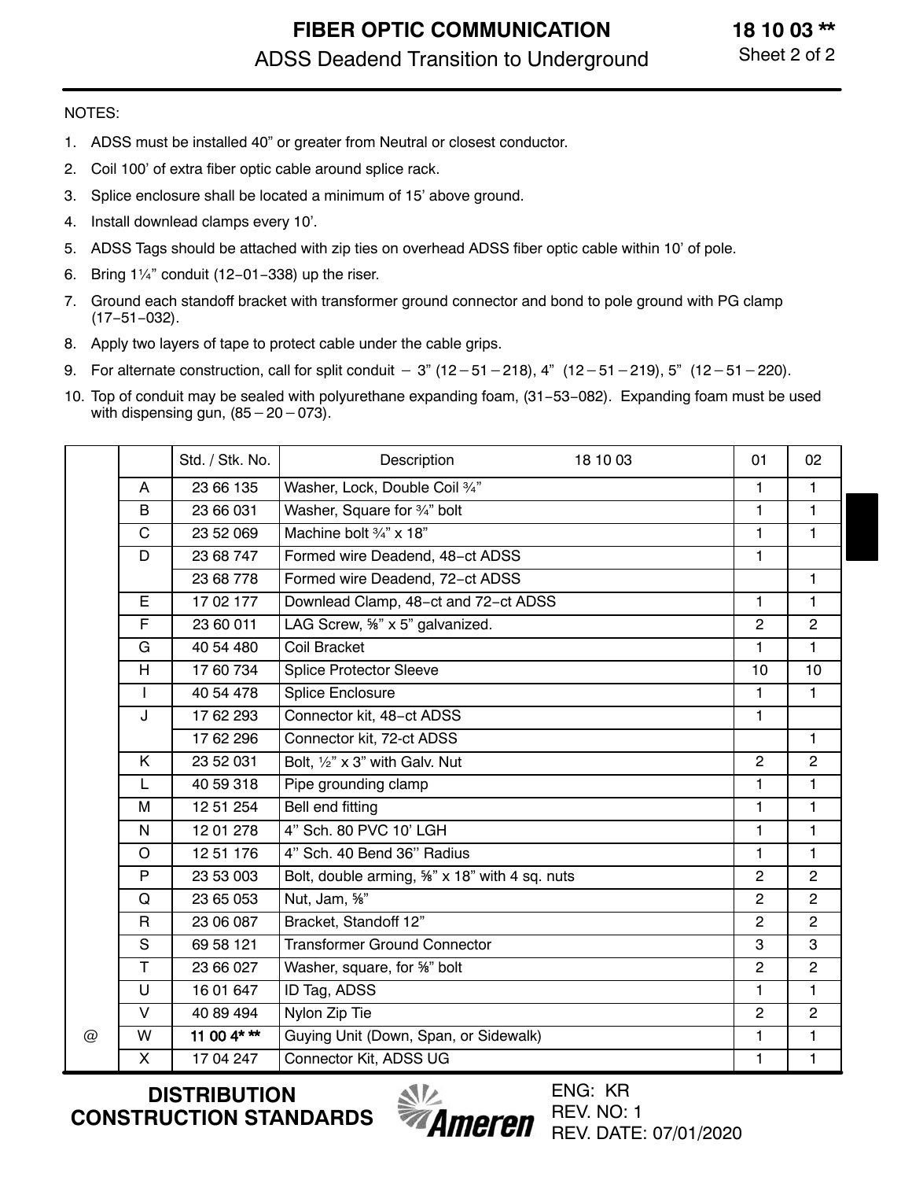# FIBER OPTIC COMMUNICATION

## ADSS Deadend Transition to Underground

**18 10 03 \*\***

Sheet 2 of 2

NOTES:

1. ADSS must be installed 40" or greater from Neutral or closest conductor.
2. Coil 100' of extra fiber optic cable around splice rack.
3. Splice enclosure shall be located a minimum of 15' above ground.
4. Install downlead clamps every 10'.
5. ADSS Tags should be attached with zip ties on overhead ADSS fiber optic cable within 10' of pole.
6. Bring 1¼" conduit (12−01−338) up the riser.
7. Ground each standoff bracket with transformer ground connector and bond to pole ground with PG clamp (17−51−032).
8. Apply two layers of tape to protect cable under the cable grips.
9. For alternate construction, call for split conduit − 3" (12 − 51 − 218), 4" (12 − 51 − 219), 5" (12 − 51 − 220).
10. Top of conduit may be sealed with polyurethane expanding foam, (31−53−082). Expanding foam must be used with dispensing gun, (85 − 20 − 073).

| | | Std. / Stk. No. | Description 18 10 03 | 01 | 02 |
|---|---|---|---|---|---|
| | A | 23 66 135 | Washer, Lock, Double Coil ¾" | 1 | 1 |
| | B | 23 66 031 | Washer, Square for ¾" bolt | 1 | 1 |
| | C | 23 52 069 | Machine bolt ¾" x 18" | 1 | 1 |
| | D | 23 68 747 | Formed wire Deadend, 48−ct ADSS | 1 | |
| | | 23 68 778 | Formed wire Deadend, 72−ct ADSS | | 1 |
| | E | 17 02 177 | Downlead Clamp, 48−ct and 72−ct ADSS | 1 | 1 |
| | F | 23 60 011 | LAG Screw, ⅝" x 5" galvanized. | 2 | 2 |
| | G | 40 54 480 | Coil Bracket | 1 | 1 |
| | H | 17 60 734 | Splice Protector Sleeve | 10 | 10 |
| | I | 40 54 478 | Splice Enclosure | 1 | 1 |
| | J | 17 62 293 | Connector kit, 48−ct ADSS | 1 | |
| | | 17 62 296 | Connector kit, 72-ct ADSS | | 1 |
| | K | 23 52 031 | Bolt, ½" x 3" with Galv. Nut | 2 | 2 |
| | L | 40 59 318 | Pipe grounding clamp | 1 | 1 |
| | M | 12 51 254 | Bell end fitting | 1 | 1 |
| | N | 12 01 278 | 4" Sch. 80 PVC 10' LGH | 1 | 1 |
| | O | 12 51 176 | 4" Sch. 40 Bend 36" Radius | 1 | 1 |
| | P | 23 53 003 | Bolt, double arming, ⅝" x 18" with 4 sq. nuts | 2 | 2 |
| | Q | 23 65 053 | Nut, Jam, ⅝" | 2 | 2 |
| | R | 23 06 087 | Bracket, Standoff 12" | 2 | 2 |
| | S | 69 58 121 | Transformer Ground Connector | 3 | 3 |
| | T | 23 66 027 | Washer, square, for ⅝" bolt | 2 | 2 |
| | U | 16 01 647 | ID Tag, ADSS | 1 | 1 |
| | V | 40 89 494 | Nylon Zip Tie | 2 | 2 |
| @ | W | **11 00 4\* \*\*** | Guying Unit (Down, Span, or Sidewalk) | 1 | 1 |
| | X | 17 04 247 | Connector Kit, ADSS UG | 1 | 1 |

**DISTRIBUTION CONSTRUCTION STANDARDS**

ENG: KR
REV. NO: 1
REV. DATE: 07/01/2020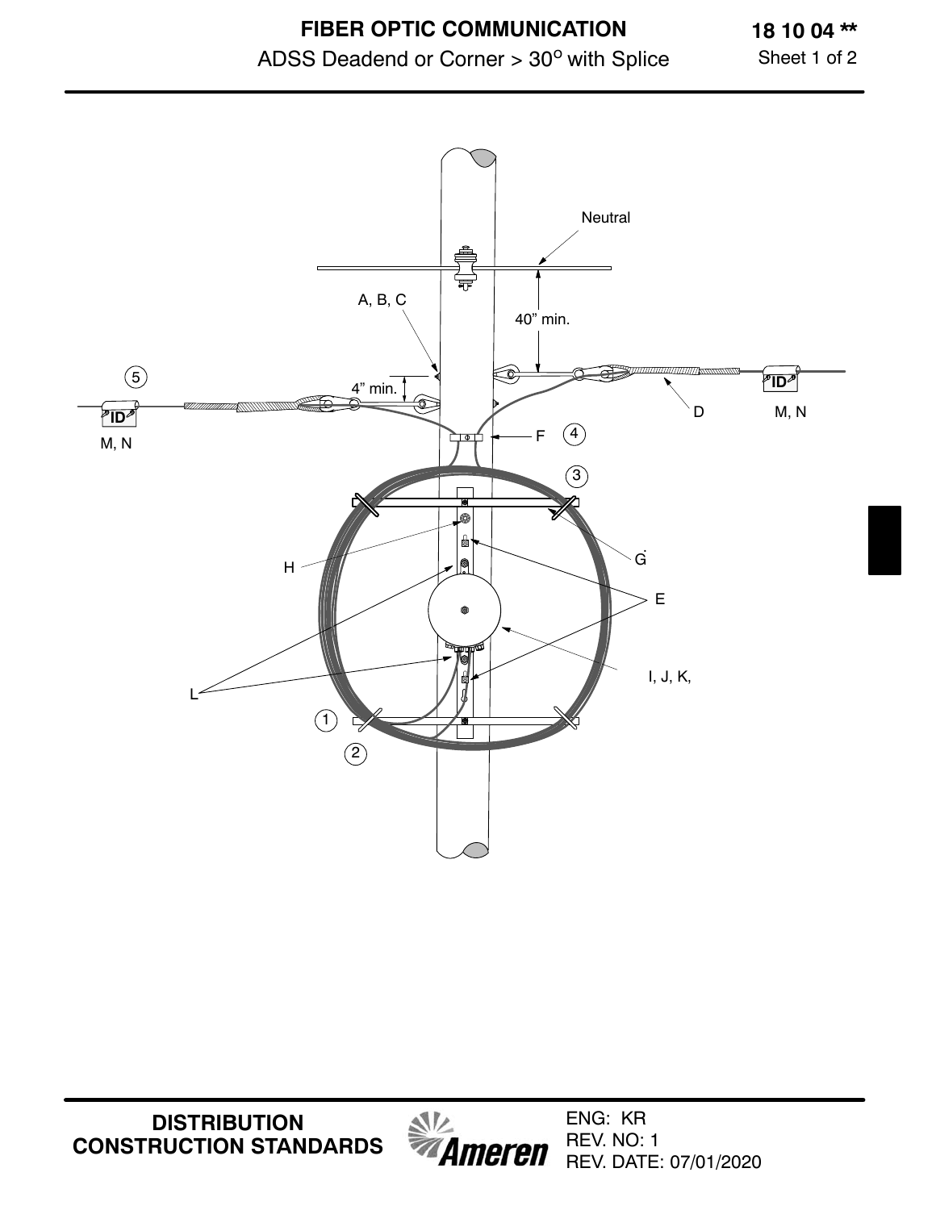# FIBER OPTIC COMMUNICATION

## ADSS Deadend or Corner > 30° with Splice

18 10 04 **

Sheet 1 of 2

Neutral

A, B, C

40" min.

4" min.

5

M, N

D

M, N

F

4

3

H

G

E

L

I, J, K,

1

2

DISTRIBUTION CONSTRUCTION STANDARDS

ENG: KR
REV. NO: 1
REV. DATE: 07/01/2020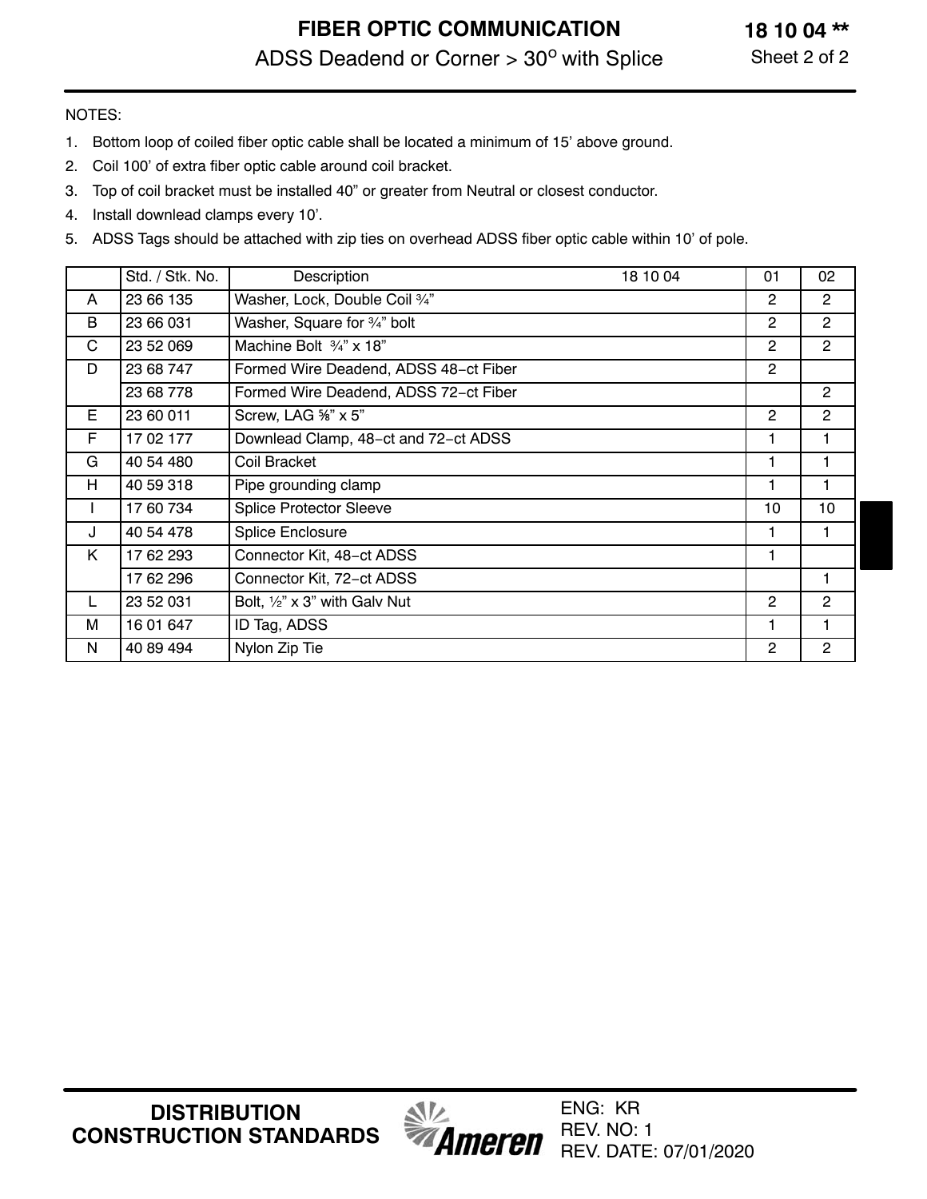# FIBER OPTIC COMMUNICATION

## ADSS Deadend or Corner > 30° with Splice

**18 10 04 ****

NOTES:

1. Bottom loop of coiled fiber optic cable shall be located a minimum of 15’ above ground.
2. Coil 100’ of extra fiber optic cable around coil bracket.
3. Top of coil bracket must be installed 40” or greater from Neutral or closest conductor.
4. Install downlead clamps every 10’.
5. ADSS Tags should be attached with zip ties on overhead ADSS fiber optic cable within 10’ of pole.

| | Std. / Stk. No. | Description 18 10 04 | 01 | 02 |
|---|---|---|---|---|
| A | 23 66 135 | Washer, Lock, Double Coil ¾” | 2 | 2 |
| B | 23 66 031 | Washer, Square for ¾” bolt | 2 | 2 |
| C | 23 52 069 | Machine Bolt ¾” x 18” | 2 | 2 |
| D | 23 68 747 | Formed Wire Deadend, ADSS 48−ct Fiber | 2 | |
| | 23 68 778 | Formed Wire Deadend, ADSS 72−ct Fiber | | 2 |
| E | 23 60 011 | Screw, LAG ⅝” x 5” | 2 | 2 |
| F | 17 02 177 | Downlead Clamp, 48−ct and 72−ct ADSS | 1 | 1 |
| G | 40 54 480 | Coil Bracket | 1 | 1 |
| H | 40 59 318 | Pipe grounding clamp | 1 | 1 |
| I | 17 60 734 | Splice Protector Sleeve | 10 | 10 |
| J | 40 54 478 | Splice Enclosure | 1 | 1 |
| K | 17 62 293 | Connector Kit, 48−ct ADSS | 1 | |
| | 17 62 296 | Connector Kit, 72−ct ADSS | | 1 |
| L | 23 52 031 | Bolt, ½” x 3” with Galv Nut | 2 | 2 |
| M | 16 01 647 | ID Tag, ADSS | 1 | 1 |
| N | 40 89 494 | Nylon Zip Tie | 2 | 2 |

DISTRIBUTION CONSTRUCTION STANDARDS

ENG: KR
REV. NO: 1
REV. DATE: 07/01/2020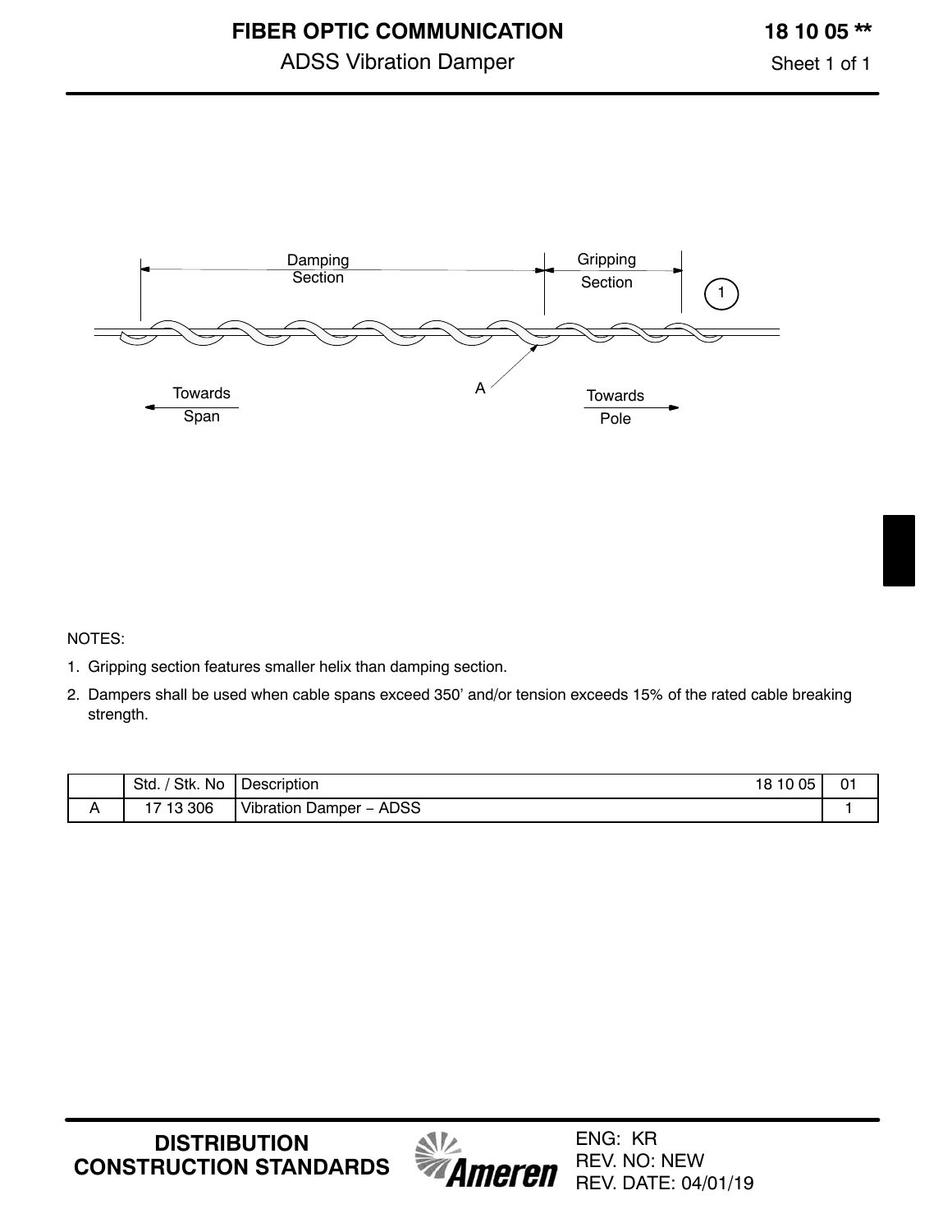# FIBER OPTIC COMMUNICATION

## ADSS Vibration Damper

**18 10 05 \*\***

Damping Section | Gripping Section | 1

A

Towards Span | Towards Pole

NOTES:

1. Gripping section features smaller helix than damping section.
2. Dampers shall be used when cable spans exceed 350' and/or tension exceeds 15% of the rated cable breaking strength.

| | Std. / Stk. No | Description 18 10 05 | 01 |
|---|---|---|---|
| A | 17 13 306 | Vibration Damper – ADSS | 1 |

**DISTRIBUTION CONSTRUCTION STANDARDS**

ENG: KR
REV. NO: NEW
REV. DATE: 04/01/19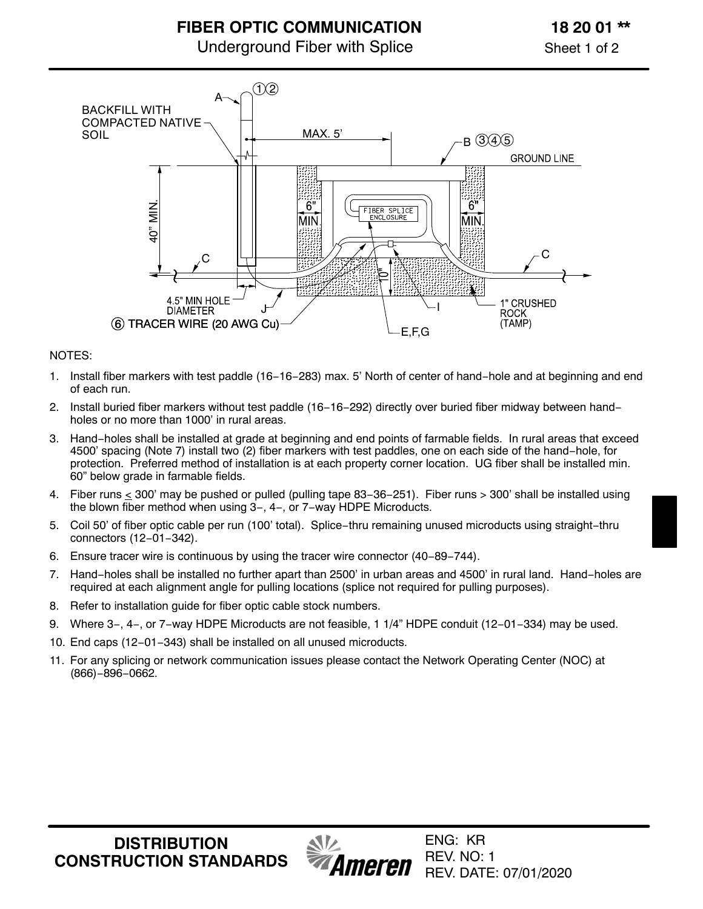# FIBER OPTIC COMMUNICATION

## Underground Fiber with Splice

**18 20 01 \*\***

Sheet 1 of 2

BACKFILL WITH COMPACTED NATIVE SOIL

A ①②

MAX. 5'

B ③④⑤

GROUND LINE

40" MIN.

6" MIN.

FIBER SPLICE ENCLOSURE

6" MIN.

C

C

10"

4.5" MIN HOLE DIAMETER

J

⑥ TRACER WIRE (20 AWG Cu)

E,F,G

I

1" CRUSHED ROCK (TAMP)

NOTES:

1. Install fiber markers with test paddle (16−16−283) max. 5' North of center of hand−hole and at beginning and end of each run.
2. Install buried fiber markers without test paddle (16−16−292) directly over buried fiber midway between hand−holes or no more than 1000' in rural areas.
3. Hand−holes shall be installed at grade at beginning and end points of farmable fields. In rural areas that exceed 4500' spacing (Note 7) install two (2) fiber markers with test paddles, one on each side of the hand−hole, for protection. Preferred method of installation is at each property corner location. UG fiber shall be installed min. 60" below grade in farmable fields.
4. Fiber runs ≤ 300' may be pushed or pulled (pulling tape 83−36−251). Fiber runs > 300' shall be installed using the blown fiber method when using 3−, 4−, or 7−way HDPE Microducts.
5. Coil 50' of fiber optic cable per run (100' total). Splice−thru remaining unused microducts using straight−thru connectors (12−01−342).
6. Ensure tracer wire is continuous by using the tracer wire connector (40−89−744).
7. Hand−holes shall be installed no further apart than 2500' in urban areas and 4500' in rural land. Hand−holes are required at each alignment angle for pulling locations (splice not required for pulling purposes).
8. Refer to installation guide for fiber optic cable stock numbers.
9. Where 3−, 4−, or 7−way HDPE Microducts are not feasible, 1 1/4" HDPE conduit (12−01−334) may be used.
10. End caps (12−01−343) shall be installed on all unused microducts.
11. For any splicing or network communication issues please contact the Network Operating Center (NOC) at (866)−896−0662.

**DISTRIBUTION CONSTRUCTION STANDARDS**

Ameren

ENG: KR
REV. NO: 1
REV. DATE: 07/01/2020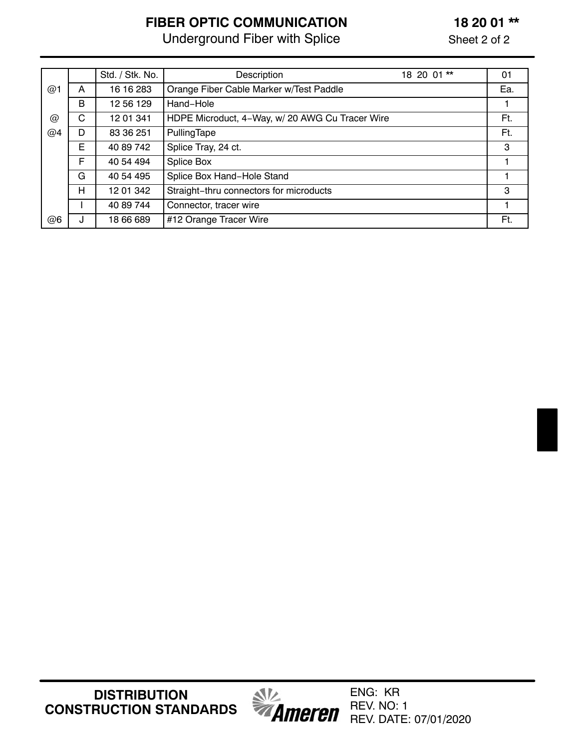# FIBER OPTIC COMMUNICATION

## Underground Fiber with Splice

**18 20 01 ****

Sheet 2 of 2

| | | Std. / Stk. No. | Description 18 20 01 ** | 01 |
|---|---|---|---|---|
| @1 | A | 16 16 283 | Orange Fiber Cable Marker w/Test Paddle | Ea. |
| | B | 12 56 129 | Hand−Hole | 1 |
| @ | C | 12 01 341 | HDPE Microduct, 4−Way, w/ 20 AWG Cu Tracer Wire | Ft. |
| @4 | D | 83 36 251 | PullingTape | Ft. |
| | E | 40 89 742 | Splice Tray, 24 ct. | 3 |
| | F | 40 54 494 | Splice Box | 1 |
| | G | 40 54 495 | Splice Box Hand−Hole Stand | 1 |
| | H | 12 01 342 | Straight−thru connectors for microducts | 3 |
| | I | 40 89 744 | Connector, tracer wire | 1 |
| @6 | J | 18 66 689 | #12 Orange Tracer Wire | Ft. |

**DISTRIBUTION CONSTRUCTION STANDARDS**

Ameren

ENG: KR
REV. NO: 1
REV. DATE: 07/01/2020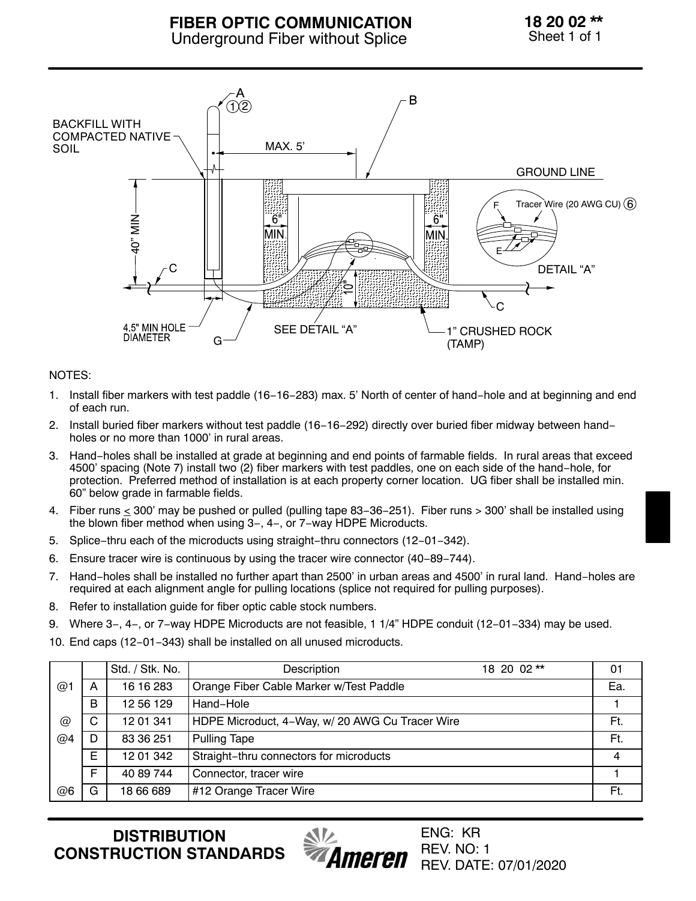# FIBER OPTIC COMMUNICATION
## Underground Fiber without Splice

**18 20 02 \*\***
Sheet 1 of 1

NOTES:

1. Install fiber markers with test paddle (16−16−283) max. 5' North of center of hand−hole and at beginning and end of each run.
2. Install buried fiber markers without test paddle (16−16−292) directly over buried fiber midway between hand−holes or no more than 1000' in rural areas.
3. Hand−holes shall be installed at grade at beginning and end points of farmable fields. In rural areas that exceed 4500' spacing (Note 7) install two (2) fiber markers with test paddles, one on each side of the hand−hole, for protection. Preferred method of installation is at each property corner location. UG fiber shall be installed min. 60" below grade in farmable fields.
4. Fiber runs ≤ 300' may be pushed or pulled (pulling tape 83−36−251). Fiber runs > 300' shall be installed using the blown fiber method when using 3−, 4−, or 7−way HDPE Microducts.
5. Splice−thru each of the microducts using straight−thru connectors (12−01−342).
6. Ensure tracer wire is continuous by using the tracer wire connector (40−89−744).
7. Hand−holes shall be installed no further apart than 2500' in urban areas and 4500' in rural land. Hand−holes are required at each alignment angle for pulling locations (splice not required for pulling purposes).
8. Refer to installation guide for fiber optic cable stock numbers.
9. Where 3−, 4−, or 7−way HDPE Microducts are not feasible, 1 1/4" HDPE conduit (12−01−334) may be used.
10. End caps (12−01−343) shall be installed on all unused microducts.

| | | Std. / Stk. No. | Description 18 20 02 ** | 01 |
|---|---|---|---|---|
| @1 | A | 16 16 283 | Orange Fiber Cable Marker w/Test Paddle | Ea. |
| | B | 12 56 129 | Hand−Hole | 1 |
| @ | C | 12 01 341 | HDPE Microduct, 4−Way, w/ 20 AWG Cu Tracer Wire | Ft. |
| @4 | D | 83 36 251 | Pulling Tape | Ft. |
| | E | 12 01 342 | Straight−thru connectors for microducts | 4 |
| | F | 40 89 744 | Connector, tracer wire | 1 |
| @6 | G | 18 66 689 | #12 Orange Tracer Wire | Ft. |

**DISTRIBUTION CONSTRUCTION STANDARDS**

ENG: KR
REV. NO: 1
REV. DATE: 07/01/2020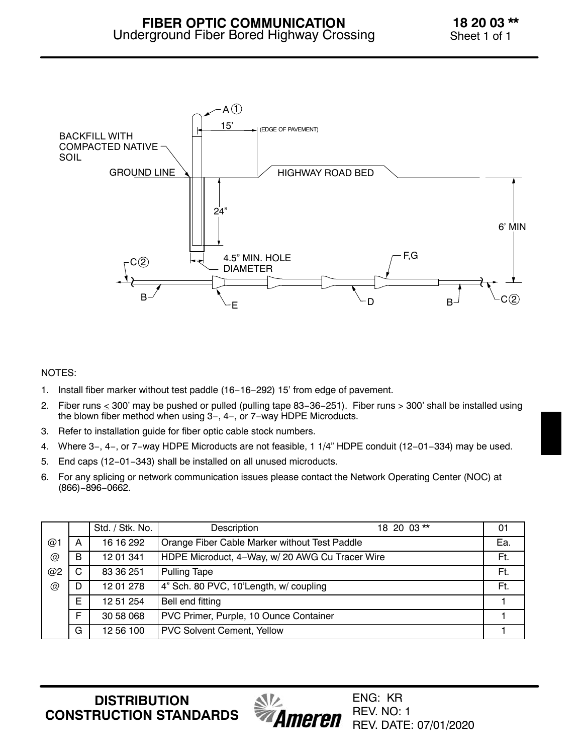# FIBER OPTIC COMMUNICATION
## Underground Fiber Bored Highway Crossing

**18 20 03 \*\***
Sheet 1 of 1

A ①

15'

(EDGE OF PAVEMENT)

BACKFILL WITH COMPACTED NATIVE SOIL

GROUND LINE

HIGHWAY ROAD BED

24"

6' MIN

4.5" MIN. HOLE DIAMETER

F,G

C ②

B

E

D

B

C ②

NOTES:

1. Install fiber marker without test paddle (16−16−292) 15' from edge of pavement.
2. Fiber runs ≤ 300' may be pushed or pulled (pulling tape 83−36−251). Fiber runs > 300' shall be installed using the blown fiber method when using 3−, 4−, or 7−way HDPE Microducts.
3. Refer to installation guide for fiber optic cable stock numbers.
4. Where 3−, 4−, or 7−way HDPE Microducts are not feasible, 1 1/4" HDPE conduit (12−01−334) may be used.
5. End caps (12−01−343) shall be installed on all unused microducts.
6. For any splicing or network communication issues please contact the Network Operating Center (NOC) at (866)−896−0662.

| | | Std. / Stk. No. | Description 18 20 03 ** | 01 |
|---|---|---|---|---|
| @1 | A | 16 16 292 | Orange Fiber Cable Marker without Test Paddle | Ea. |
| @ | B | 12 01 341 | HDPE Microduct, 4−Way, w/ 20 AWG Cu Tracer Wire | Ft. |
| @2 | C | 83 36 251 | Pulling Tape | Ft. |
| @ | D | 12 01 278 | 4" Sch. 80 PVC, 10'Length, w/ coupling | Ft. |
| | E | 12 51 254 | Bell end fitting | 1 |
| | F | 30 58 068 | PVC Primer, Purple, 10 Ounce Container | 1 |
| | G | 12 56 100 | PVC Solvent Cement, Yellow | 1 |

**DISTRIBUTION CONSTRUCTION STANDARDS**

Ameren

ENG: KR
REV. NO: 1
REV. DATE: 07/01/2020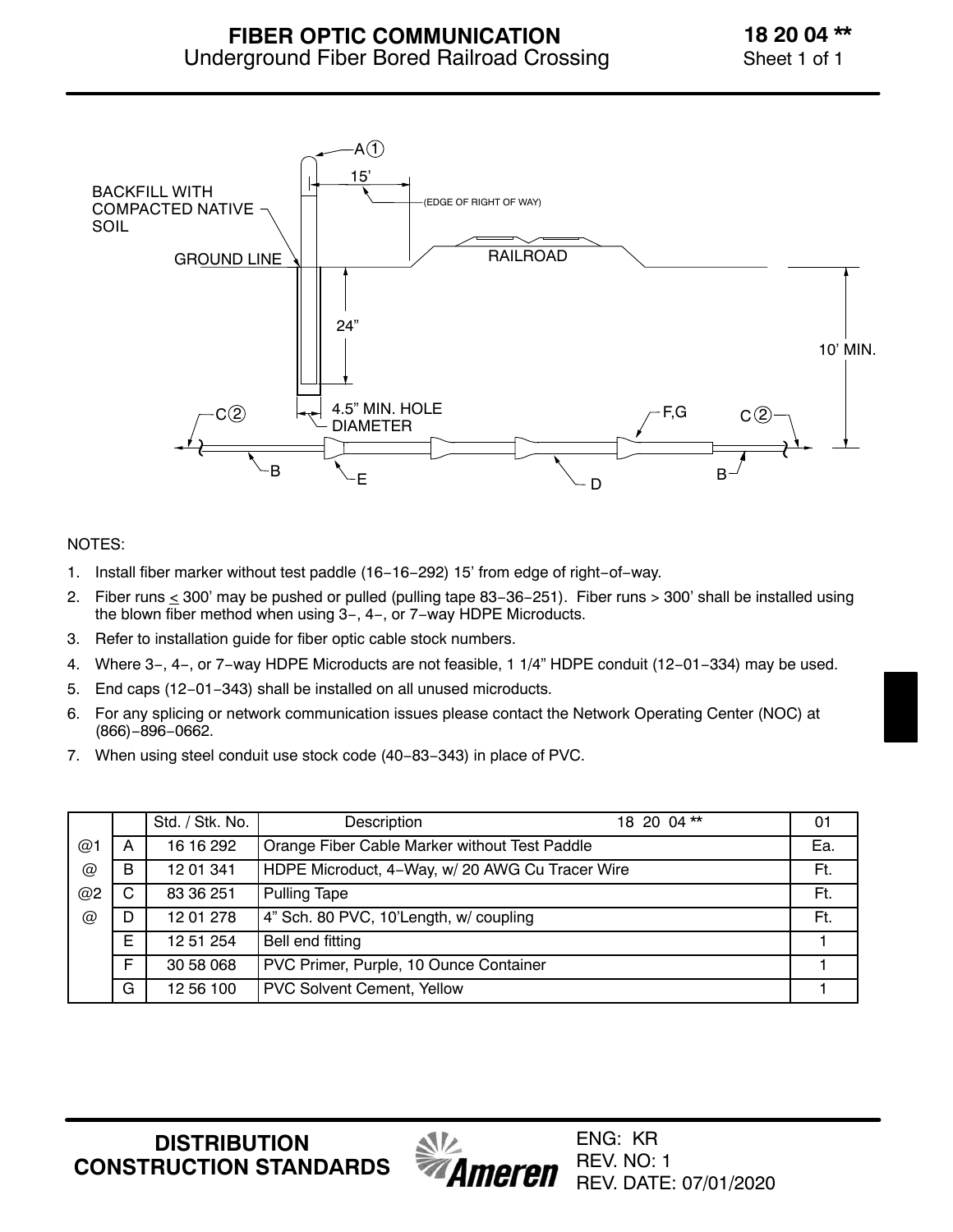# FIBER OPTIC COMMUNICATION
## Underground Fiber Bored Railroad Crossing

**18 20 04 \*\***
Sheet 1 of 1

BACKFILL WITH COMPACTED NATIVE SOIL

A ① 15' (EDGE OF RIGHT OF WAY)

GROUND LINE

RAILROAD

24"

10' MIN.

4.5" MIN. HOLE DIAMETER

C ② F,G C ②

B E D B

NOTES:

1. Install fiber marker without test paddle (16−16−292) 15' from edge of right−of−way.
2. Fiber runs ≤ 300' may be pushed or pulled (pulling tape 83−36−251). Fiber runs > 300' shall be installed using the blown fiber method when using 3−, 4−, or 7−way HDPE Microducts.
3. Refer to installation guide for fiber optic cable stock numbers.
4. Where 3−, 4−, or 7−way HDPE Microducts are not feasible, 1 1/4" HDPE conduit (12−01−334) may be used.
5. End caps (12−01−343) shall be installed on all unused microducts.
6. For any splicing or network communication issues please contact the Network Operating Center (NOC) at (866)−896−0662.
7. When using steel conduit use stock code (40−83−343) in place of PVC.

| | | Std. / Stk. No. | Description 18 20 04 ** | 01 |
|---|---|---|---|---|
| @1 | A | 16 16 292 | Orange Fiber Cable Marker without Test Paddle | Ea. |
| @ | B | 12 01 341 | HDPE Microduct, 4−Way, w/ 20 AWG Cu Tracer Wire | Ft. |
| @2 | C | 83 36 251 | Pulling Tape | Ft. |
| @ | D | 12 01 278 | 4" Sch. 80 PVC, 10'Length, w/ coupling | Ft. |
| | E | 12 51 254 | Bell end fitting | 1 |
| | F | 30 58 068 | PVC Primer, Purple, 10 Ounce Container | 1 |
| | G | 12 56 100 | PVC Solvent Cement, Yellow | 1 |

**DISTRIBUTION CONSTRUCTION STANDARDS**

ENG: KR
REV. NO: 1
REV. DATE: 07/01/2020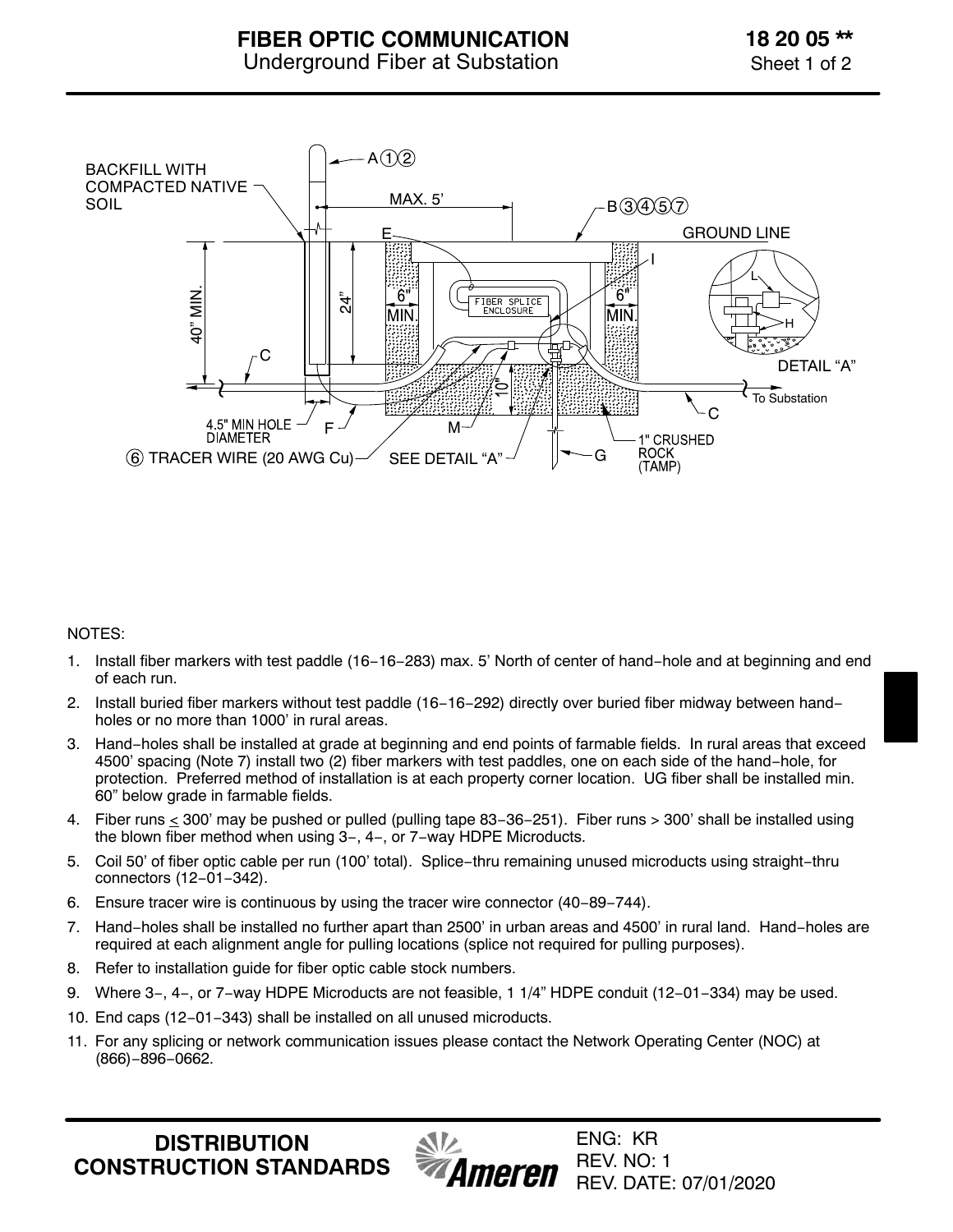# FIBER OPTIC COMMUNICATION

## Underground Fiber at Substation

**18 20 05 ****

Sheet 1 of 2

NOTES:

1. Install fiber markers with test paddle (16−16−283) max. 5’ North of center of hand−hole and at beginning and end of each run.
2. Install buried fiber markers without test paddle (16−16−292) directly over buried fiber midway between hand−holes or no more than 1000’ in rural areas.
3. Hand−holes shall be installed at grade at beginning and end points of farmable fields. In rural areas that exceed 4500’ spacing (Note 7) install two (2) fiber markers with test paddles, one on each side of the hand−hole, for protection. Preferred method of installation is at each property corner location. UG fiber shall be installed min. 60” below grade in farmable fields.
4. Fiber runs ≤ 300’ may be pushed or pulled (pulling tape 83−36−251). Fiber runs > 300’ shall be installed using the blown fiber method when using 3−, 4−, or 7−way HDPE Microducts.
5. Coil 50’ of fiber optic cable per run (100’ total). Splice−thru remaining unused microducts using straight−thru connectors (12−01−342).
6. Ensure tracer wire is continuous by using the tracer wire connector (40−89−744).
7. Hand−holes shall be installed no further apart than 2500’ in urban areas and 4500’ in rural land. Hand−holes are required at each alignment angle for pulling locations (splice not required for pulling purposes).
8. Refer to installation guide for fiber optic cable stock numbers.
9. Where 3−, 4−, or 7−way HDPE Microducts are not feasible, 1 1/4” HDPE conduit (12−01−334) may be used.
10. End caps (12−01−343) shall be installed on all unused microducts.
11. For any splicing or network communication issues please contact the Network Operating Center (NOC) at (866)−896−0662.

**DISTRIBUTION CONSTRUCTION STANDARDS**

ENG: KR
REV. NO: 1
REV. DATE: 07/01/2020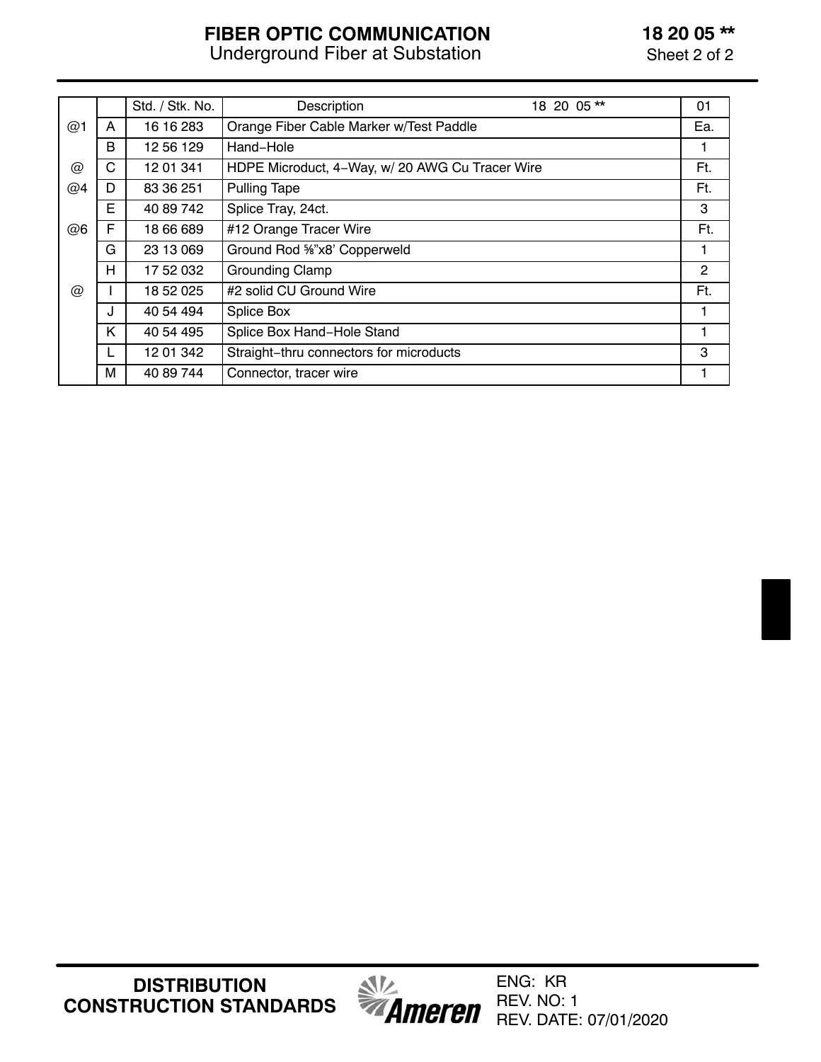# FIBER OPTIC COMMUNICATION
## Underground Fiber at Substation

**18 20 05 ****
Sheet 2 of 2

| | | Std. / Stk. No. | Description 18 20 05 ** | 01 |
|---|---|---|---|---|
| @1 | A | 16 16 283 | Orange Fiber Cable Marker w/Test Paddle | Ea. |
| | B | 12 56 129 | Hand−Hole | 1 |
| @ | C | 12 01 341 | HDPE Microduct, 4−Way, w/ 20 AWG Cu Tracer Wire | Ft. |
| @4 | D | 83 36 251 | Pulling Tape | Ft. |
| | E | 40 89 742 | Splice Tray, 24ct. | 3 |
| @6 | F | 18 66 689 | #12 Orange Tracer Wire | Ft. |
| | G | 23 13 069 | Ground Rod ⅝"x8' Copperweld | 1 |
| | H | 17 52 032 | Grounding Clamp | 2 |
| @ | I | 18 52 025 | #2 solid CU Ground Wire | Ft. |
| | J | 40 54 494 | Splice Box | 1 |
| | K | 40 54 495 | Splice Box Hand−Hole Stand | 1 |
| | L | 12 01 342 | Straight−thru connectors for microducts | 3 |
| | M | 40 89 744 | Connector, tracer wire | 1 |

**DISTRIBUTION CONSTRUCTION STANDARDS**

ENG: KR
REV. NO: 1
REV. DATE: 07/01/2020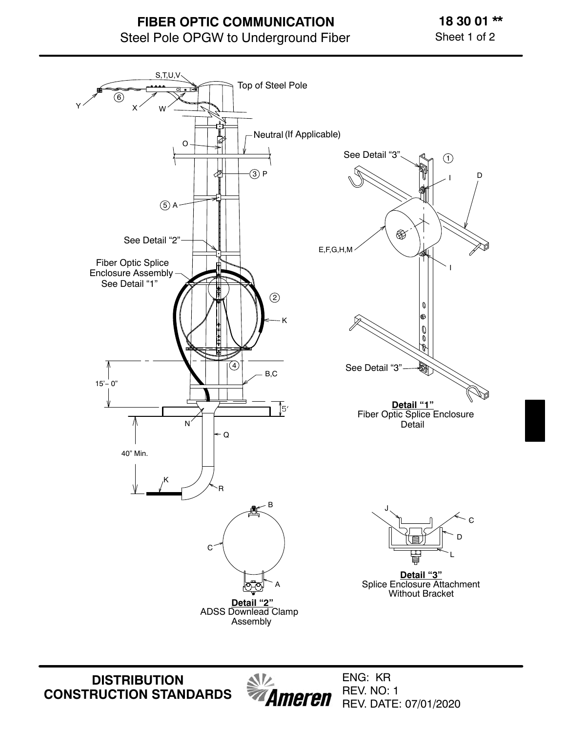# FIBER OPTIC COMMUNICATION

## Steel Pole OPGW to Underground Fiber

**18 30 01 ****

Sheet 1 of 2

S,T,U,V

Top of Steel Pole

6

Y

X

W

Neutral (If Applicable)

O

3 P

5 A

See Detail "2"

Fiber Optic Splice Enclosure Assembly See Detail "1"

2

K

4

B,C

15'– 0"

5'

N

Q

40" Min.

K

R

See Detail "3"

1

I

D

E,F,G,H,M

I

See Detail "3"

**Detail "1"**
Fiber Optic Splice Enclosure Detail

B

C

A

**Detail "2"**
ADSS Downlead Clamp Assembly

J

C

D

L

**Detail "3"**
Splice Enclosure Attachment Without Bracket

**DISTRIBUTION CONSTRUCTION STANDARDS**

Ameren

ENG: KR
REV. NO: 1
REV. DATE: 07/01/2020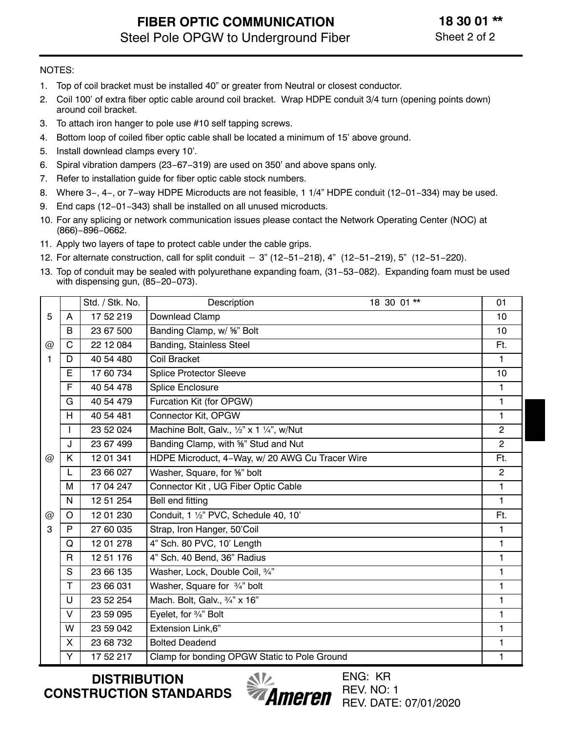# FIBER OPTIC COMMUNICATION

## Steel Pole OPGW to Underground Fiber

**18 30 01 ****

Sheet 2 of 2

NOTES:

1. Top of coil bracket must be installed 40” or greater from Neutral or closest conductor.
2. Coil 100’ of extra fiber optic cable around coil bracket. Wrap HDPE conduit 3/4 turn (opening points down) around coil bracket.
3. To attach iron hanger to pole use #10 self tapping screws.
4. Bottom loop of coiled fiber optic cable shall be located a minimum of 15’ above ground.
5. Install downlead clamps every 10’.
6. Spiral vibration dampers (23−67−319) are used on 350’ and above spans only.
7. Refer to installation guide for fiber optic cable stock numbers.
8. Where 3−, 4−, or 7−way HDPE Microducts are not feasible, 1 1/4” HDPE conduit (12−01−334) may be used.
9. End caps (12−01−343) shall be installed on all unused microducts.
10. For any splicing or network communication issues please contact the Network Operating Center (NOC) at (866)−896−0662.
11. Apply two layers of tape to protect cable under the cable grips.
12. For alternate construction, call for split conduit − 3” (12−51−218), 4” (12−51−219), 5” (12−51−220).
13. Top of conduit may be sealed with polyurethane expanding foam, (31−53−082). Expanding foam must be used with dispensing gun, (85−20−073).

| | | Std. / Stk. No. | Description 18 30 01 ** | 01 |
|---|---|---|---|---|
| 5 | A | 17 52 219 | Downlead Clamp | 10 |
| | B | 23 67 500 | Banding Clamp, w/ ⅝” Bolt | 10 |
| @ | C | 22 12 084 | Banding, Stainless Steel | Ft. |
| 1 | D | 40 54 480 | Coil Bracket | 1 |
| | E | 17 60 734 | Splice Protector Sleeve | 10 |
| | F | 40 54 478 | Splice Enclosure | 1 |
| | G | 40 54 479 | Furcation Kit (for OPGW) | 1 |
| | H | 40 54 481 | Connector Kit, OPGW | 1 |
| | I | 23 52 024 | Machine Bolt, Galv., ½” x 1 ¼”, w/Nut | 2 |
| | J | 23 67 499 | Banding Clamp, with ⅝” Stud and Nut | 2 |
| @ | K | 12 01 341 | HDPE Microduct, 4−Way, w/ 20 AWG Cu Tracer Wire | Ft. |
| | L | 23 66 027 | Washer, Square, for ⅝” bolt | 2 |
| | M | 17 04 247 | Connector Kit , UG Fiber Optic Cable | 1 |
| | N | 12 51 254 | Bell end fitting | 1 |
| @ | O | 12 01 230 | Conduit, 1 ½” PVC, Schedule 40, 10’ | Ft. |
| 3 | P | 27 60 035 | Strap, Iron Hanger, 50’Coil | 1 |
| | Q | 12 01 278 | 4” Sch. 80 PVC, 10’ Length | 1 |
| | R | 12 51 176 | 4” Sch. 40 Bend, 36” Radius | 1 |
| | S | 23 66 135 | Washer, Lock, Double Coil, ¾” | 1 |
| | T | 23 66 031 | Washer, Square for ¾” bolt | 1 |
| | U | 23 52 254 | Mach. Bolt, Galv., ¾” x 16” | 1 |
| | V | 23 59 095 | Eyelet, for ¾” Bolt | 1 |
| | W | 23 59 042 | Extension Link,6” | 1 |
| | X | 23 68 732 | Bolted Deadend | 1 |
| | Y | 17 52 217 | Clamp for bonding OPGW Static to Pole Ground | 1 |

**DISTRIBUTION CONSTRUCTION STANDARDS**

Ameren

ENG: KR
REV. NO: 1
REV. DATE: 07/01/2020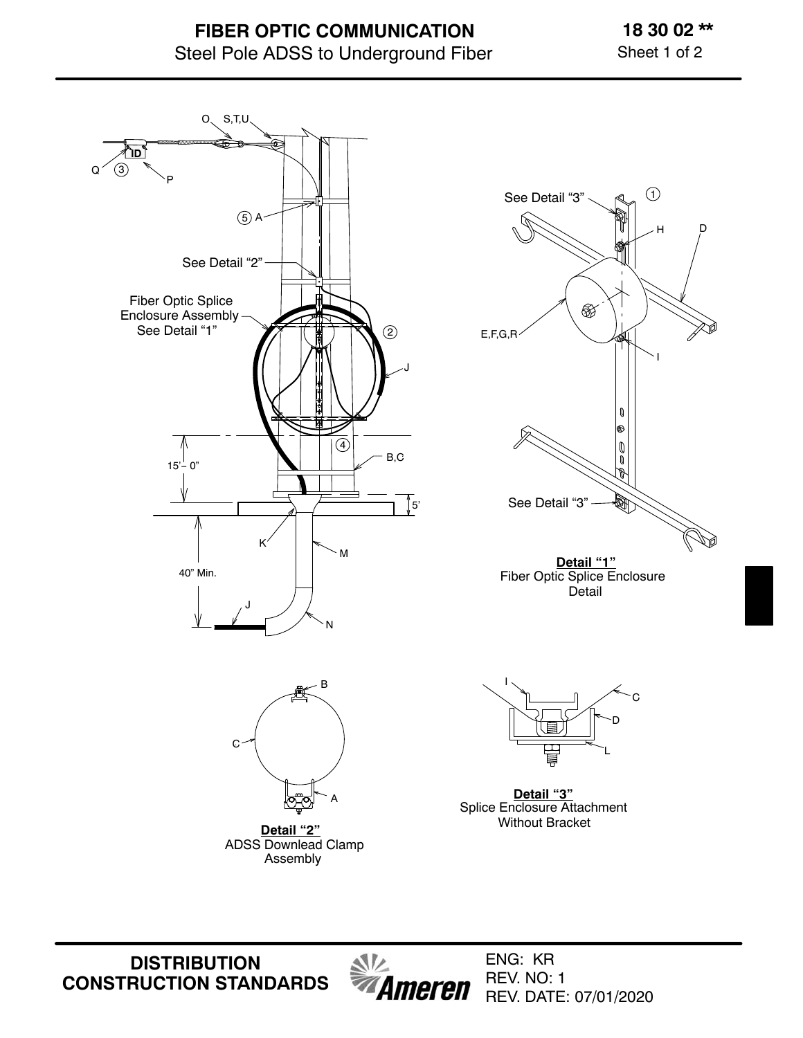# FIBER OPTIC COMMUNICATION

## Steel Pole ADSS to Underground Fiber

**18 30 02 ****

Sheet 1 of 2

O S,T,U

ID

Q ③ P

⑤ A

See Detail "2"

Fiber Optic Splice Enclosure Assembly See Detail "1"

② J

④ B,C

15'– 0"

5'

K M

40" Min.

J N

See Detail "3" ① H D

E,F,G,R I

See Detail "3"

**Detail "1"**
Fiber Optic Splice Enclosure Detail

B C A

**Detail "2"**
ADSS Downlead Clamp Assembly

I C D L

**Detail "3"**
Splice Enclosure Attachment Without Bracket

**DISTRIBUTION CONSTRUCTION STANDARDS**

Ameren

ENG: KR
REV. NO: 1
REV. DATE: 07/01/2020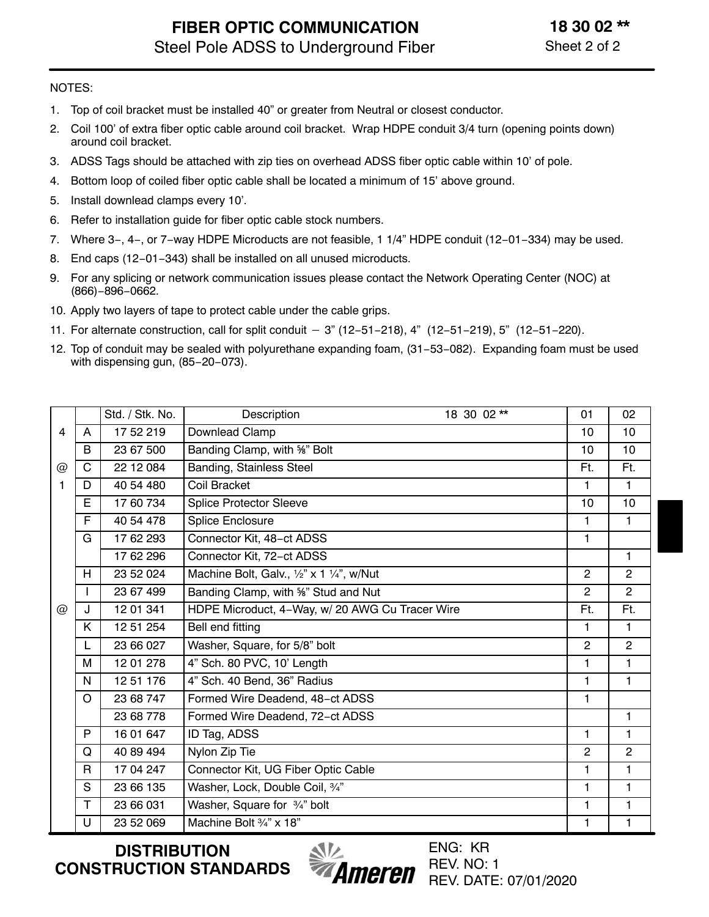# FIBER OPTIC COMMUNICATION

## Steel Pole ADSS to Underground Fiber

**18 30 02 \*\***

NOTES:

1. Top of coil bracket must be installed 40” or greater from Neutral or closest conductor.
2. Coil 100’ of extra fiber optic cable around coil bracket. Wrap HDPE conduit 3/4 turn (opening points down) around coil bracket.
3. ADSS Tags should be attached with zip ties on overhead ADSS fiber optic cable within 10’ of pole.
4. Bottom loop of coiled fiber optic cable shall be located a minimum of 15’ above ground.
5. Install downlead clamps every 10’.
6. Refer to installation guide for fiber optic cable stock numbers.
7. Where 3−, 4−, or 7−way HDPE Microducts are not feasible, 1 1/4” HDPE conduit (12−01−334) may be used.
8. End caps (12−01−343) shall be installed on all unused microducts.
9. For any splicing or network communication issues please contact the Network Operating Center (NOC) at (866)−896−0662.
10. Apply two layers of tape to protect cable under the cable grips.
11. For alternate construction, call for split conduit − 3” (12−51−218), 4” (12−51−219), 5” (12−51−220).
12. Top of conduit may be sealed with polyurethane expanding foam, (31−53−082). Expanding foam must be used with dispensing gun, (85−20−073).

| | | Std. / Stk. No. | Description 18 30 02 ** | 01 | 02 |
|---|---|---|---|---|---|
| 4 | A | 17 52 219 | Downlead Clamp | 10 | 10 |
| | B | 23 67 500 | Banding Clamp, with ⅝” Bolt | 10 | 10 |
| @ | C | 22 12 084 | Banding, Stainless Steel | Ft. | Ft. |
| 1 | D | 40 54 480 | Coil Bracket | 1 | 1 |
| | E | 17 60 734 | Splice Protector Sleeve | 10 | 10 |
| | F | 40 54 478 | Splice Enclosure | 1 | 1 |
| | G | 17 62 293 | Connector Kit, 48−ct ADSS | 1 | |
| | | 17 62 296 | Connector Kit, 72−ct ADSS | | 1 |
| | H | 23 52 024 | Machine Bolt, Galv., ½” x 1 ¼”, w/Nut | 2 | 2 |
| | I | 23 67 499 | Banding Clamp, with ⅝” Stud and Nut | 2 | 2 |
| @ | J | 12 01 341 | HDPE Microduct, 4−Way, w/ 20 AWG Cu Tracer Wire | Ft. | Ft. |
| | K | 12 51 254 | Bell end fitting | 1 | 1 |
| | L | 23 66 027 | Washer, Square, for 5/8” bolt | 2 | 2 |
| | M | 12 01 278 | 4” Sch. 80 PVC, 10’ Length | 1 | 1 |
| | N | 12 51 176 | 4” Sch. 40 Bend, 36” Radius | 1 | 1 |
| | O | 23 68 747 | Formed Wire Deadend, 48−ct ADSS | 1 | |
| | | 23 68 778 | Formed Wire Deadend, 72−ct ADSS | | 1 |
| | P | 16 01 647 | ID Tag, ADSS | 1 | 1 |
| | Q | 40 89 494 | Nylon Zip Tie | 2 | 2 |
| | R | 17 04 247 | Connector Kit, UG Fiber Optic Cable | 1 | 1 |
| | S | 23 66 135 | Washer, Lock, Double Coil, ¾” | 1 | 1 |
| | T | 23 66 031 | Washer, Square for ¾” bolt | 1 | 1 |
| | U | 23 52 069 | Machine Bolt ¾” x 18” | 1 | 1 |

**DISTRIBUTION CONSTRUCTION STANDARDS**

Ameren

ENG: KR
REV. NO: 1
REV. DATE: 07/01/2020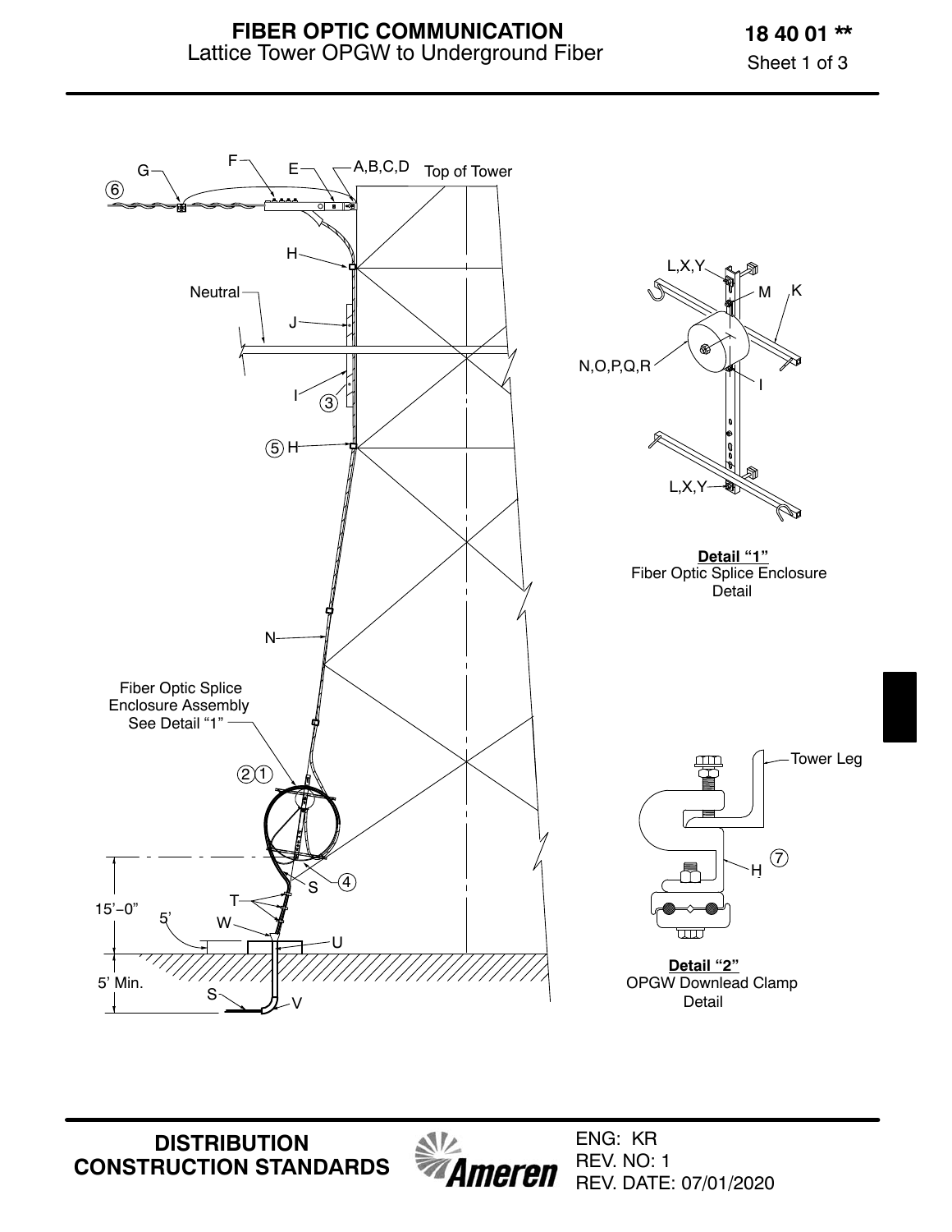# FIBER OPTIC COMMUNICATION
Lattice Tower OPGW to Underground Fiber

18 40 01 **

Sheet 1 of 3

G F E A,B,C,D Top of Tower

6

H

Neutral

J

I 3

5 H

N

Fiber Optic Splice Enclosure Assembly See Detail "1"

2 1

S 4

T

15'–0" 5' W

U

5' Min. S V

L,X,Y M K

N,O,P,Q,R I

L,X,Y

**Detail "1"**
Fiber Optic Splice Enclosure Detail

Tower Leg

H 7

**Detail "2"**
OPGW Downlead Clamp Detail

**DISTRIBUTION CONSTRUCTION STANDARDS**

ENG: KR
REV. NO: 1
REV. DATE: 07/01/2020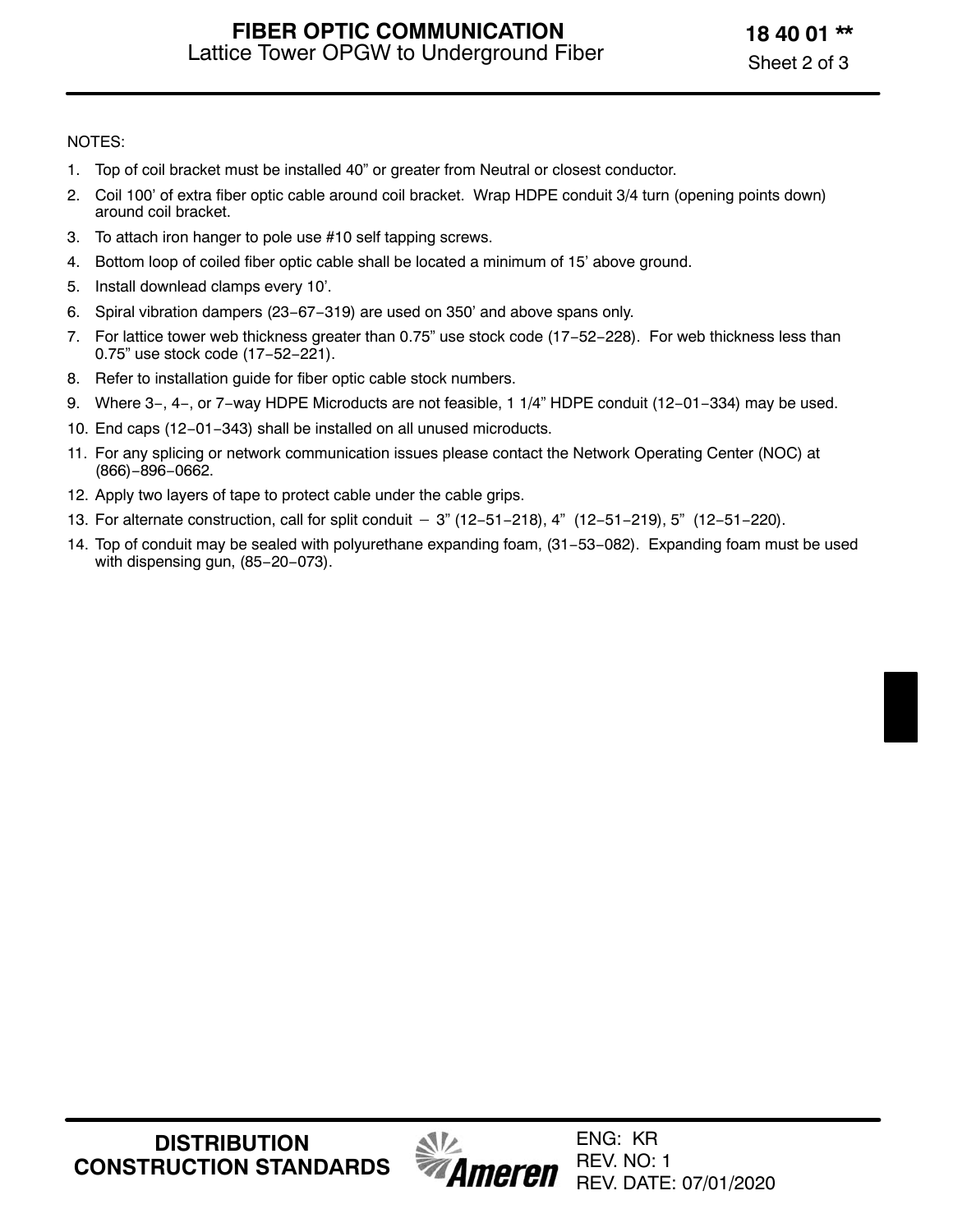NOTES:

1. Top of coil bracket must be installed 40” or greater from Neutral or closest conductor.
2. Coil 100’ of extra fiber optic cable around coil bracket. Wrap HDPE conduit 3/4 turn (opening points down) around coil bracket.
3. To attach iron hanger to pole use #10 self tapping screws.
4. Bottom loop of coiled fiber optic cable shall be located a minimum of 15’ above ground.
5. Install downlead clamps every 10’.
6. Spiral vibration dampers (23−67−319) are used on 350’ and above spans only.
7. For lattice tower web thickness greater than 0.75” use stock code (17−52−228). For web thickness less than 0.75” use stock code (17−52−221).
8. Refer to installation guide for fiber optic cable stock numbers.
9. Where 3−, 4−, or 7−way HDPE Microducts are not feasible, 1 1/4” HDPE conduit (12−01−334) may be used.
10. End caps (12−01−343) shall be installed on all unused microducts.
11. For any splicing or network communication issues please contact the Network Operating Center (NOC) at (866)−896−0662.
12. Apply two layers of tape to protect cable under the cable grips.
13. For alternate construction, call for split conduit − 3” (12−51−218), 4” (12−51−219), 5” (12−51−220).
14. Top of conduit may be sealed with polyurethane expanding foam, (31−53−082). Expanding foam must be used with dispensing gun, (85−20−073).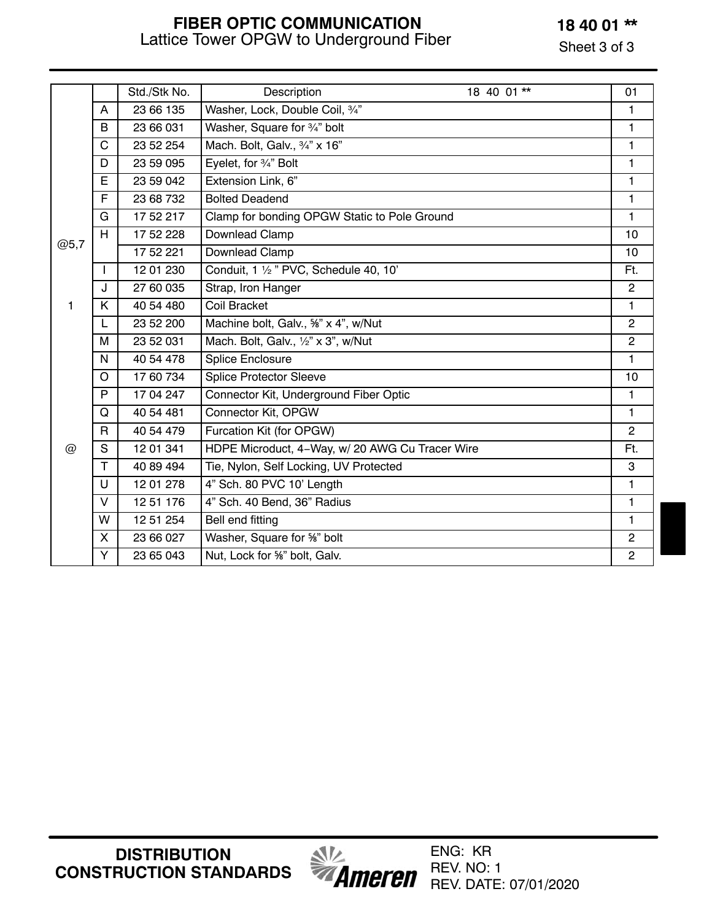# FIBER OPTIC COMMUNICATION

Lattice Tower OPGW to Underground Fiber

**18 40 01 \*\***

Sheet 3 of 3

| | | Std./Stk No. | Description 18 40 01 ** | 01 |
|---|---|---|---|---|
| | A | 23 66 135 | Washer, Lock, Double Coil, ¾" | 1 |
| | B | 23 66 031 | Washer, Square for ¾" bolt | 1 |
| | C | 23 52 254 | Mach. Bolt, Galv., ¾" x 16" | 1 |
| | D | 23 59 095 | Eyelet, for ¾" Bolt | 1 |
| | E | 23 59 042 | Extension Link, 6" | 1 |
| | F | 23 68 732 | Bolted Deadend | 1 |
| | G | 17 52 217 | Clamp for bonding OPGW Static to Pole Ground | 1 |
| @5,7 | H | 17 52 228 | Downlead Clamp | 10 |
| | | 17 52 221 | Downlead Clamp | 10 |
| | I | 12 01 230 | Conduit, 1 ½ " PVC, Schedule 40, 10' | Ft. |
| | J | 27 60 035 | Strap, Iron Hanger | 2 |
| 1 | K | 40 54 480 | Coil Bracket | 1 |
| | L | 23 52 200 | Machine bolt, Galv., ⅝" x 4", w/Nut | 2 |
| | M | 23 52 031 | Mach. Bolt, Galv., ½" x 3", w/Nut | 2 |
| | N | 40 54 478 | Splice Enclosure | 1 |
| | O | 17 60 734 | Splice Protector Sleeve | 10 |
| | P | 17 04 247 | Connector Kit, Underground Fiber Optic | 1 |
| | Q | 40 54 481 | Connector Kit, OPGW | 1 |
| | R | 40 54 479 | Furcation Kit (for OPGW) | 2 |
| @ | S | 12 01 341 | HDPE Microduct, 4-Way, w/ 20 AWG Cu Tracer Wire | Ft. |
| | T | 40 89 494 | Tie, Nylon, Self Locking, UV Protected | 3 |
| | U | 12 01 278 | 4" Sch. 80 PVC 10' Length | 1 |
| | V | 12 51 176 | 4" Sch. 40 Bend, 36" Radius | 1 |
| | W | 12 51 254 | Bell end fitting | 1 |
| | X | 23 66 027 | Washer, Square for ⅝" bolt | 2 |
| | Y | 23 65 043 | Nut, Lock for ⅝" bolt, Galv. | 2 |

**DISTRIBUTION CONSTRUCTION STANDARDS**

Ameren

ENG: KR
REV. NO: 1
REV. DATE: 07/01/2020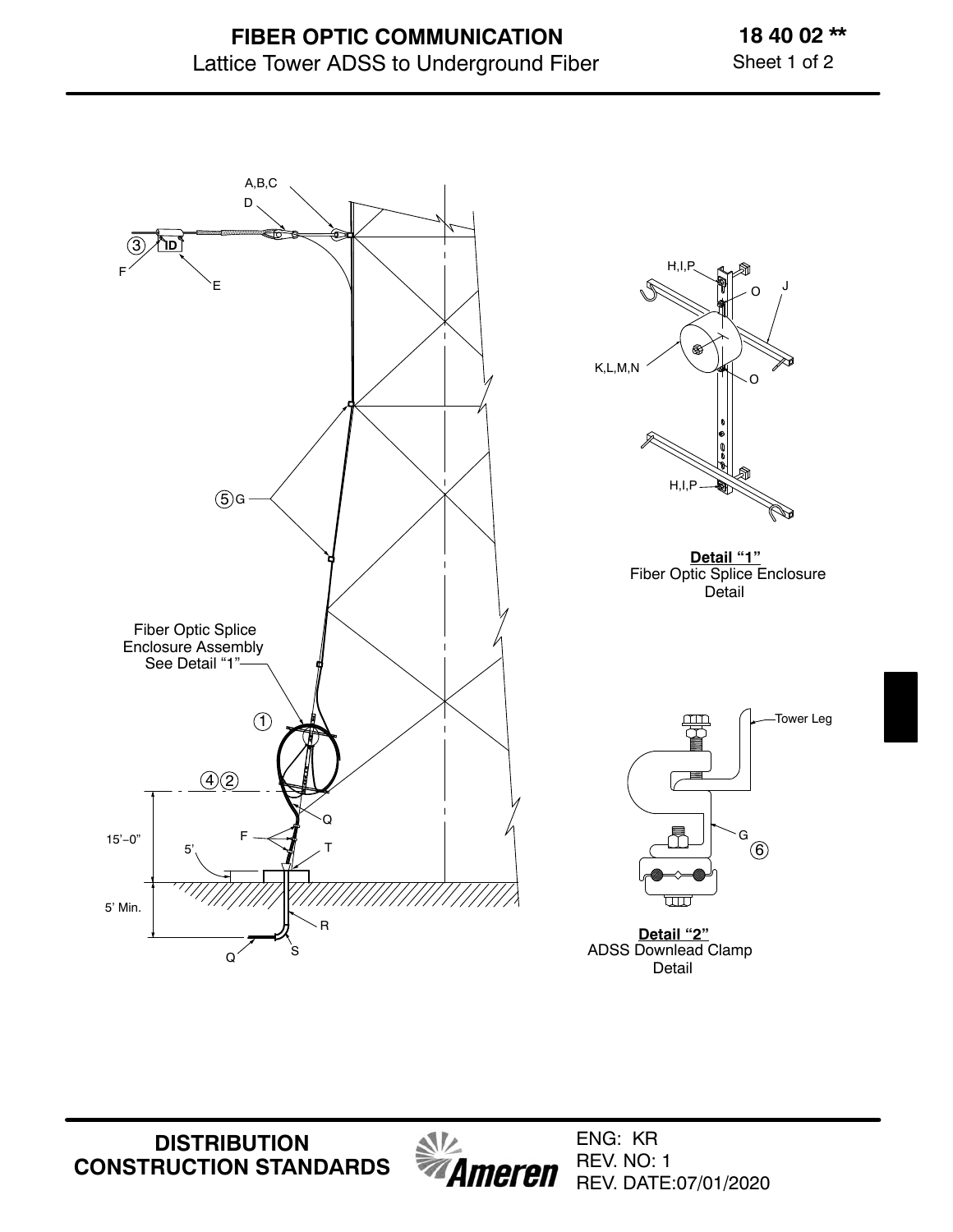# FIBER OPTIC COMMUNICATION

Lattice Tower ADSS to Underground Fiber

**18 40 02 \*\***

Sheet 1 of 2

A,B,C

D

③ ID

F

E

⑤ G

Fiber Optic Splice Enclosure Assembly See Detail "1"

①

④ ②

Q

F

T

15'–0"

5'

5' Min.

R

Q

S

H,I,P

O

J

K,L,M,N

O

H,I,P

**Detail "1"**
Fiber Optic Splice Enclosure Detail

Tower Leg

G

⑥

**Detail "2"**
ADSS Downlead Clamp Detail

**DISTRIBUTION CONSTRUCTION STANDARDS**

Ameren

ENG: KR
REV. NO: 1
REV. DATE:07/01/2020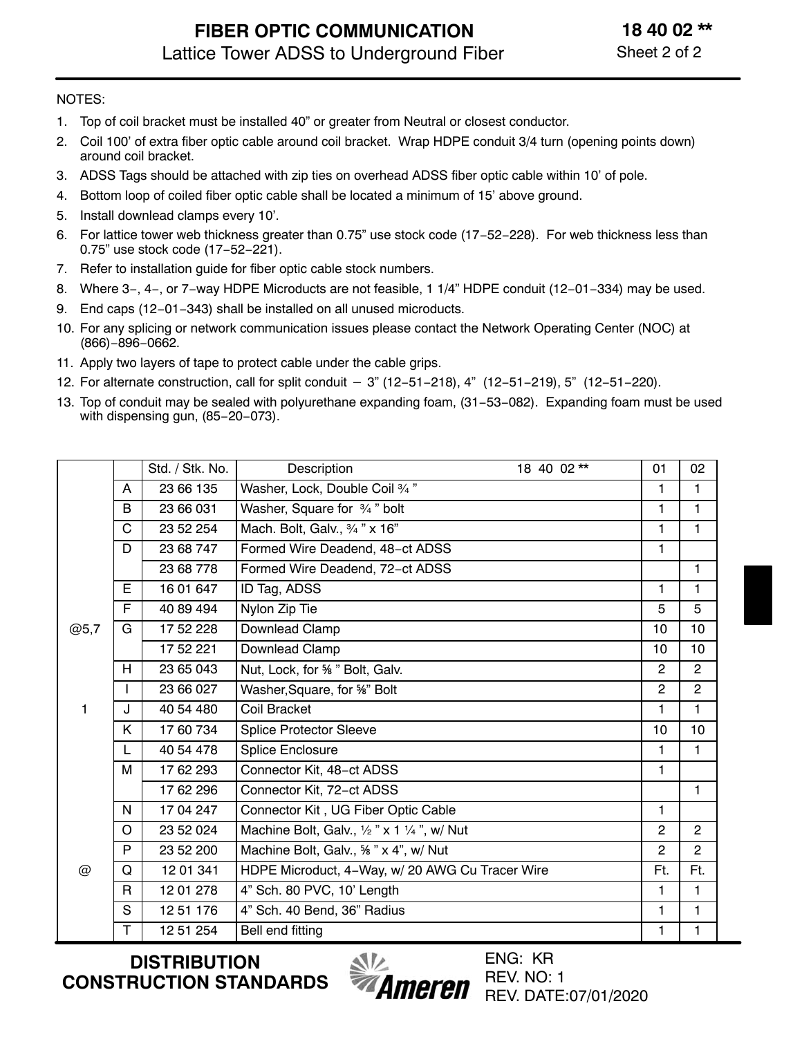# FIBER OPTIC COMMUNICATION

## Lattice Tower ADSS to Underground Fiber

**18 40 02 ****

Sheet 2 of 2

NOTES:

1. Top of coil bracket must be installed 40” or greater from Neutral or closest conductor.
2. Coil 100’ of extra fiber optic cable around coil bracket. Wrap HDPE conduit 3/4 turn (opening points down) around coil bracket.
3. ADSS Tags should be attached with zip ties on overhead ADSS fiber optic cable within 10’ of pole.
4. Bottom loop of coiled fiber optic cable shall be located a minimum of 15’ above ground.
5. Install downlead clamps every 10’.
6. For lattice tower web thickness greater than 0.75” use stock code (17−52−228). For web thickness less than 0.75” use stock code (17−52−221).
7. Refer to installation guide for fiber optic cable stock numbers.
8. Where 3−, 4−, or 7−way HDPE Microducts are not feasible, 1 1/4” HDPE conduit (12−01−334) may be used.
9. End caps (12−01−343) shall be installed on all unused microducts.
10. For any splicing or network communication issues please contact the Network Operating Center (NOC) at (866)−896−0662.
11. Apply two layers of tape to protect cable under the cable grips.
12. For alternate construction, call for split conduit − 3” (12−51−218), 4” (12−51−219), 5” (12−51−220).
13. Top of conduit may be sealed with polyurethane expanding foam, (31−53−082). Expanding foam must be used with dispensing gun, (85−20−073).

| | | Std. / Stk. No. | Description 18 40 02 ** | 01 | 02 |
|---|---|---|---|---|---|
| | A | 23 66 135 | Washer, Lock, Double Coil ¾ ” | 1 | 1 |
| | B | 23 66 031 | Washer, Square for ¾ ” bolt | 1 | 1 |
| | C | 23 52 254 | Mach. Bolt, Galv., ¾ ” x 16” | 1 | 1 |
| | D | 23 68 747 | Formed Wire Deadend, 48−ct ADSS | 1 | |
| | | 23 68 778 | Formed Wire Deadend, 72−ct ADSS | | 1 |
| | E | 16 01 647 | ID Tag, ADSS | 1 | 1 |
| | F | 40 89 494 | Nylon Zip Tie | 5 | 5 |
| @5,7 | G | 17 52 228 | Downlead Clamp | 10 | 10 |
| | | 17 52 221 | Downlead Clamp | 10 | 10 |
| | H | 23 65 043 | Nut, Lock, for ⅝ ” Bolt, Galv. | 2 | 2 |
| | I | 23 66 027 | Washer,Square, for ⅝” Bolt | 2 | 2 |
| 1 | J | 40 54 480 | Coil Bracket | 1 | 1 |
| | K | 17 60 734 | Splice Protector Sleeve | 10 | 10 |
| | L | 40 54 478 | Splice Enclosure | 1 | 1 |
| | M | 17 62 293 | Connector Kit, 48−ct ADSS | 1 | |
| | | 17 62 296 | Connector Kit, 72−ct ADSS | | 1 |
| | N | 17 04 247 | Connector Kit , UG Fiber Optic Cable | 1 | |
| | O | 23 52 024 | Machine Bolt, Galv., ½ ” x 1 ¼ ”, w/ Nut | 2 | 2 |
| | P | 23 52 200 | Machine Bolt, Galv., ⅝ ” x 4”, w/ Nut | 2 | 2 |
| @ | Q | 12 01 341 | HDPE Microduct, 4−Way, w/ 20 AWG Cu Tracer Wire | Ft. | Ft. |
| | R | 12 01 278 | 4” Sch. 80 PVC, 10’ Length | 1 | 1 |
| | S | 12 51 176 | 4” Sch. 40 Bend, 36” Radius | 1 | 1 |
| | T | 12 51 254 | Bell end fitting | 1 | 1 |

**DISTRIBUTION CONSTRUCTION STANDARDS**

Ameren

ENG: KR
REV. NO: 1
REV. DATE:07/01/2020